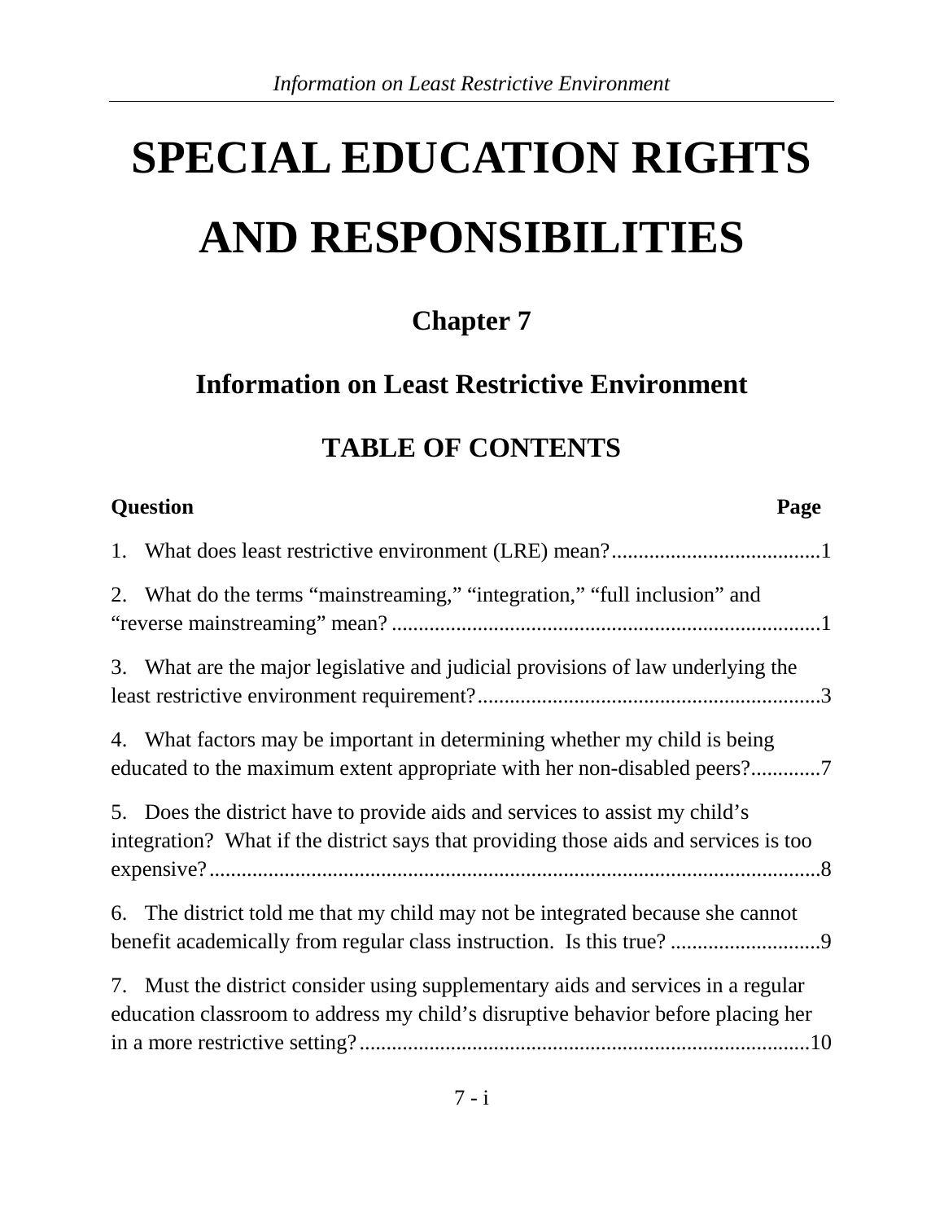# SPECIAL EDUCATION RIGHTS AND RESPONSIBILITIES

## Chapter 7

## Information on Least Restrictive Environment

### TABLE OF CONTENTS

| Question | Page |
|---|---|
| 1. What does least restrictive environment (LRE) mean? | 1 |
| 2. What do the terms “mainstreaming,” “integration,” “full inclusion” and “reverse mainstreaming” mean? | 1 |
| 3. What are the major legislative and judicial provisions of law underlying the least restrictive environment requirement? | 3 |
| 4. What factors may be important in determining whether my child is being educated to the maximum extent appropriate with her non-disabled peers? | 7 |
| 5. Does the district have to provide aids and services to assist my child’s integration? What if the district says that providing those aids and services is too expensive? | 8 |
| 6. The district told me that my child may not be integrated because she cannot benefit academically from regular class instruction. Is this true? | 9 |
| 7. Must the district consider using supplementary aids and services in a regular education classroom to address my child’s disruptive behavior before placing her in a more restrictive setting? | 10 |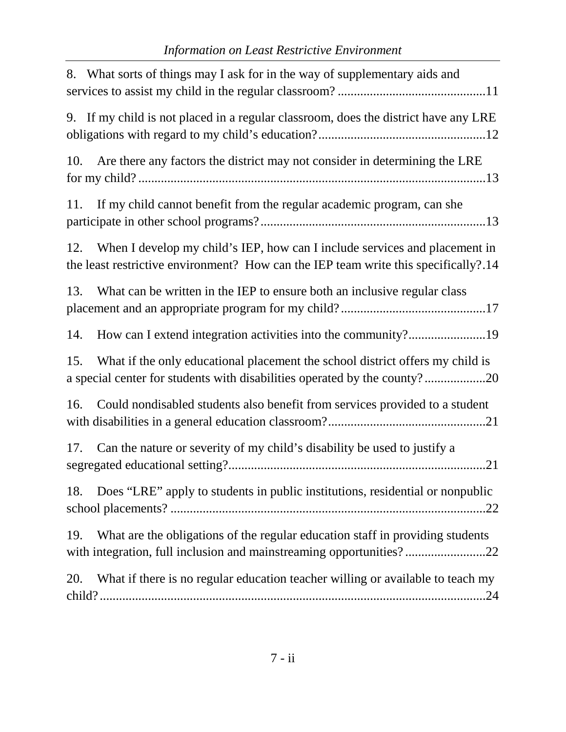8. What sorts of things may I ask for in the way of supplementary aids and services to assist my child in the regular classroom? ..............................................11

9. If my child is not placed in a regular classroom, does the district have any LRE obligations with regard to my child's education?...................................................12

10. Are there any factors the district may not consider in determining the LRE for my child? ..........................................................................................................13

11. If my child cannot benefit from the regular academic program, can she participate in other school programs?.....................................................................13

12. When I develop my child's IEP, how can I include services and placement in the least restrictive environment? How can the IEP team write this specifically?.14

13. What can be written in the IEP to ensure both an inclusive regular class placement and an appropriate program for my child? .............................................17

14. How can I extend integration activities into the community?........................19

15. What if the only educational placement the school district offers my child is a special center for students with disabilities operated by the county? ...................20

16. Could nondisabled students also benefit from services provided to a student with disabilities in a general education classroom?.................................................21

17. Can the nature or severity of my child's disability be used to justify a segregated educational setting?...............................................................................21

18. Does "LRE" apply to students in public institutions, residential or nonpublic school placements? .................................................................................................22

19. What are the obligations of the regular education staff in providing students with integration, full inclusion and mainstreaming opportunities? .........................22

20. What if there is no regular education teacher willing or available to teach my child? ........................................................................................................................24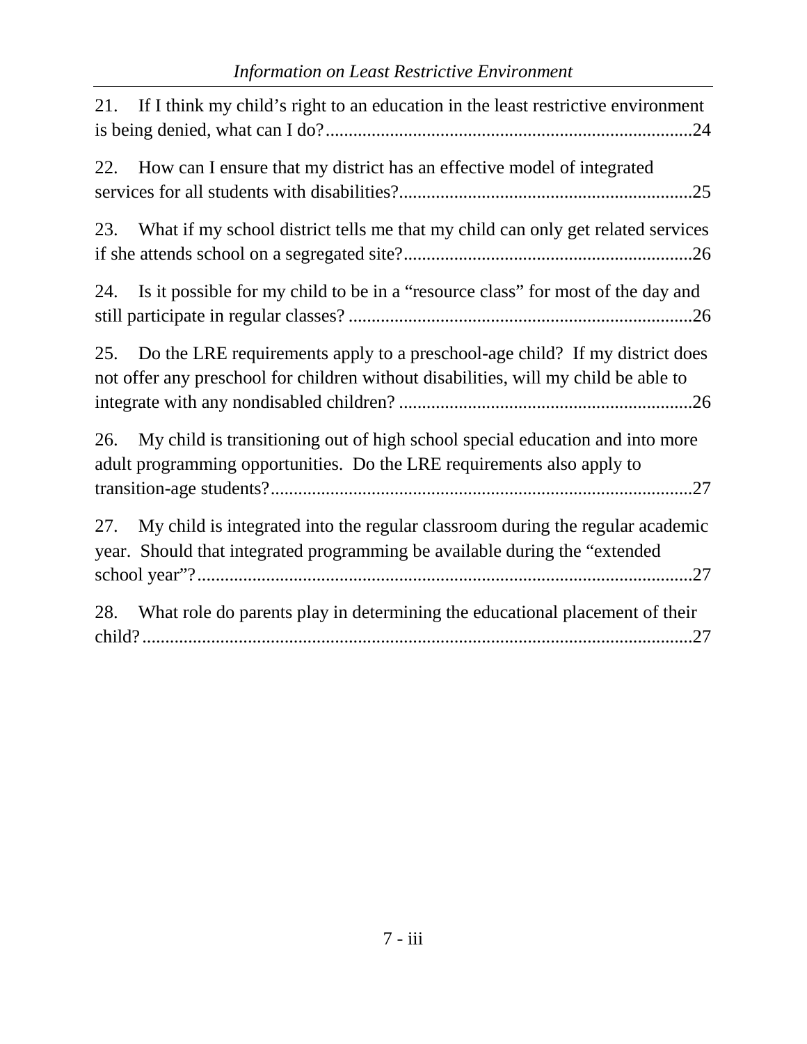21. If I think my child's right to an education in the least restrictive environment is being denied, what can I do?...............................................................................24

22. How can I ensure that my district has an effective model of integrated services for all students with disabilities?...............................................................25

23. What if my school district tells me that my child can only get related services if she attends school on a segregated site?..............................................................26

24. Is it possible for my child to be in a "resource class" for most of the day and still participate in regular classes? ..........................................................................26

25. Do the LRE requirements apply to a preschool-age child? If my district does not offer any preschool for children without disabilities, will my child be able to integrate with any nondisabled children? ...............................................................26

26. My child is transitioning out of high school special education and into more adult programming opportunities. Do the LRE requirements also apply to transition-age students?...........................................................................................27

27. My child is integrated into the regular classroom during the regular academic year. Should that integrated programming be available during the "extended school year"?...........................................................................................................27

28. What role do parents play in determining the educational placement of their child?........................................................................................................................27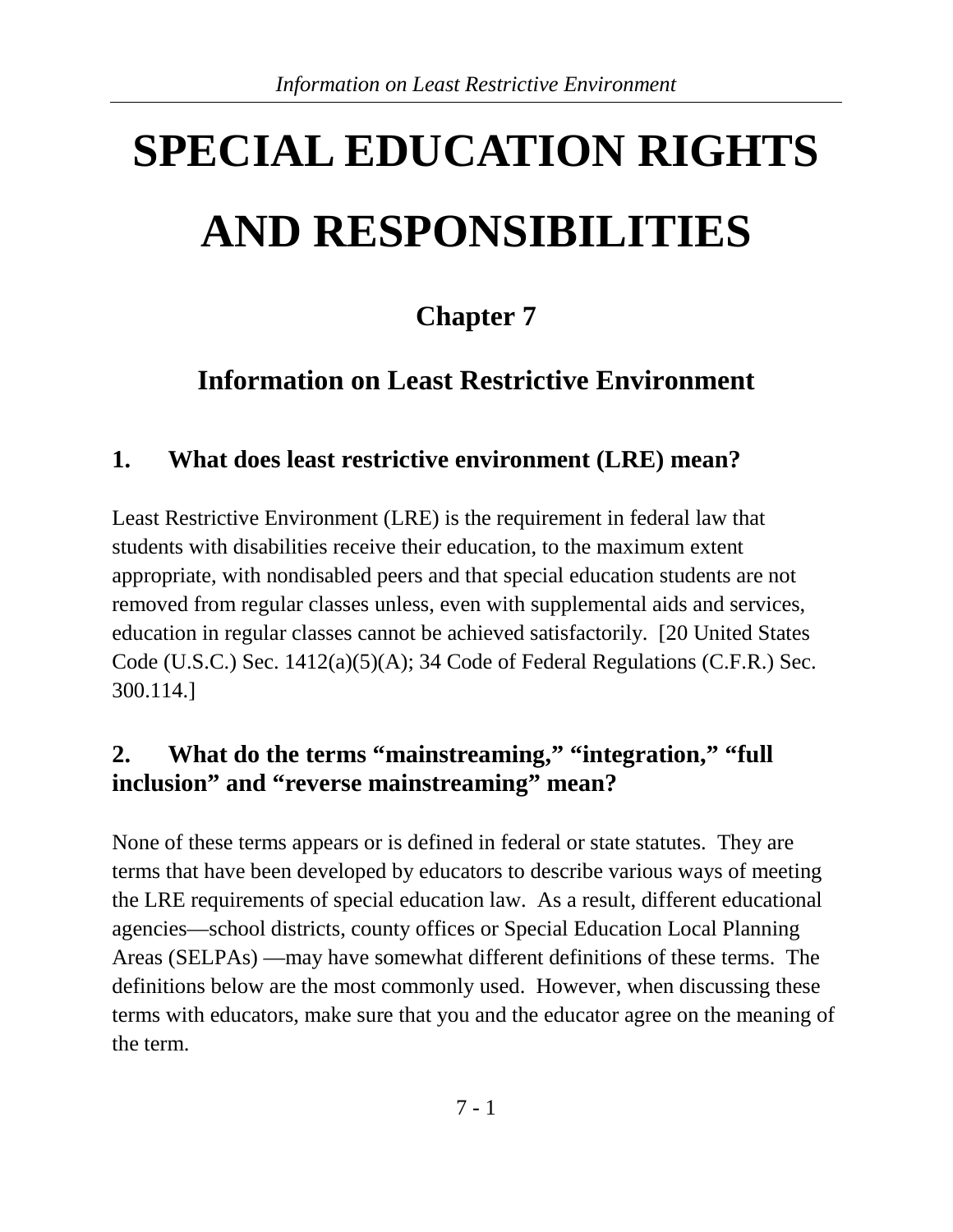# SPECIAL EDUCATION RIGHTS AND RESPONSIBILITIES

## Chapter 7

## Information on Least Restrictive Environment

### 1. What does least restrictive environment (LRE) mean?

Least Restrictive Environment (LRE) is the requirement in federal law that students with disabilities receive their education, to the maximum extent appropriate, with nondisabled peers and that special education students are not removed from regular classes unless, even with supplemental aids and services, education in regular classes cannot be achieved satisfactorily. [20 United States Code (U.S.C.) Sec. 1412(a)(5)(A); 34 Code of Federal Regulations (C.F.R.) Sec. 300.114.]

### 2. What do the terms "mainstreaming," "integration," "full inclusion" and "reverse mainstreaming" mean?

None of these terms appears or is defined in federal or state statutes. They are terms that have been developed by educators to describe various ways of meeting the LRE requirements of special education law. As a result, different educational agencies—school districts, county offices or Special Education Local Planning Areas (SELPAs) —may have somewhat different definitions of these terms. The definitions below are the most commonly used. However, when discussing these terms with educators, make sure that you and the educator agree on the meaning of the term.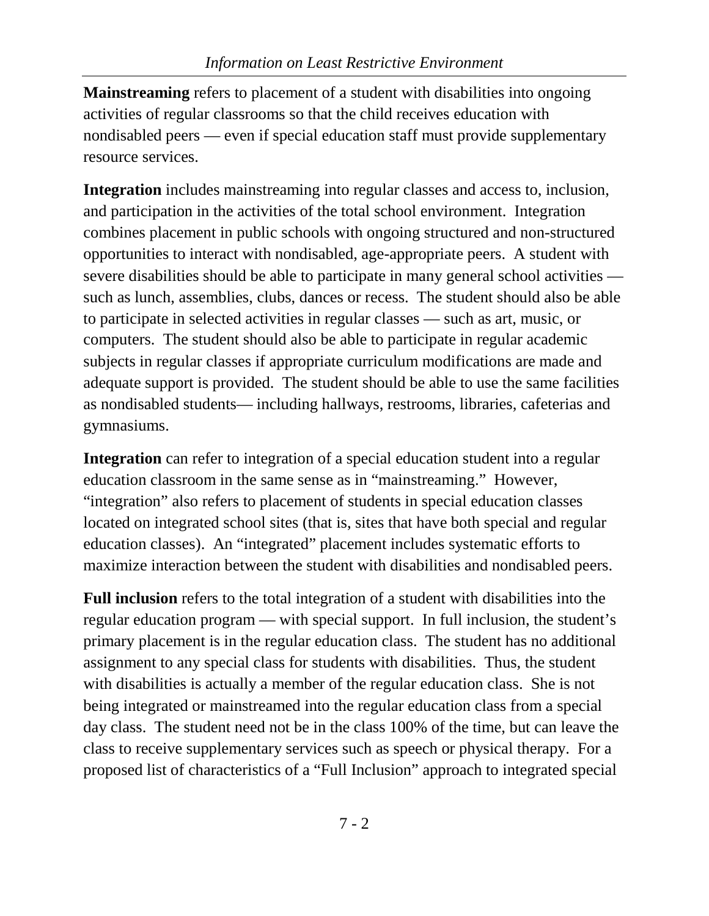**Mainstreaming** refers to placement of a student with disabilities into ongoing activities of regular classrooms so that the child receives education with nondisabled peers — even if special education staff must provide supplementary resource services.

**Integration** includes mainstreaming into regular classes and access to, inclusion, and participation in the activities of the total school environment. Integration combines placement in public schools with ongoing structured and non-structured opportunities to interact with nondisabled, age-appropriate peers. A student with severe disabilities should be able to participate in many general school activities — such as lunch, assemblies, clubs, dances or recess. The student should also be able to participate in selected activities in regular classes — such as art, music, or computers. The student should also be able to participate in regular academic subjects in regular classes if appropriate curriculum modifications are made and adequate support is provided. The student should be able to use the same facilities as nondisabled students— including hallways, restrooms, libraries, cafeterias and gymnasiums.

**Integration** can refer to integration of a special education student into a regular education classroom in the same sense as in "mainstreaming." However, "integration" also refers to placement of students in special education classes located on integrated school sites (that is, sites that have both special and regular education classes). An "integrated" placement includes systematic efforts to maximize interaction between the student with disabilities and nondisabled peers.

**Full inclusion** refers to the total integration of a student with disabilities into the regular education program — with special support. In full inclusion, the student's primary placement is in the regular education class. The student has no additional assignment to any special class for students with disabilities. Thus, the student with disabilities is actually a member of the regular education class. She is not being integrated or mainstreamed into the regular education class from a special day class. The student need not be in the class 100% of the time, but can leave the class to receive supplementary services such as speech or physical therapy. For a proposed list of characteristics of a "Full Inclusion" approach to integrated special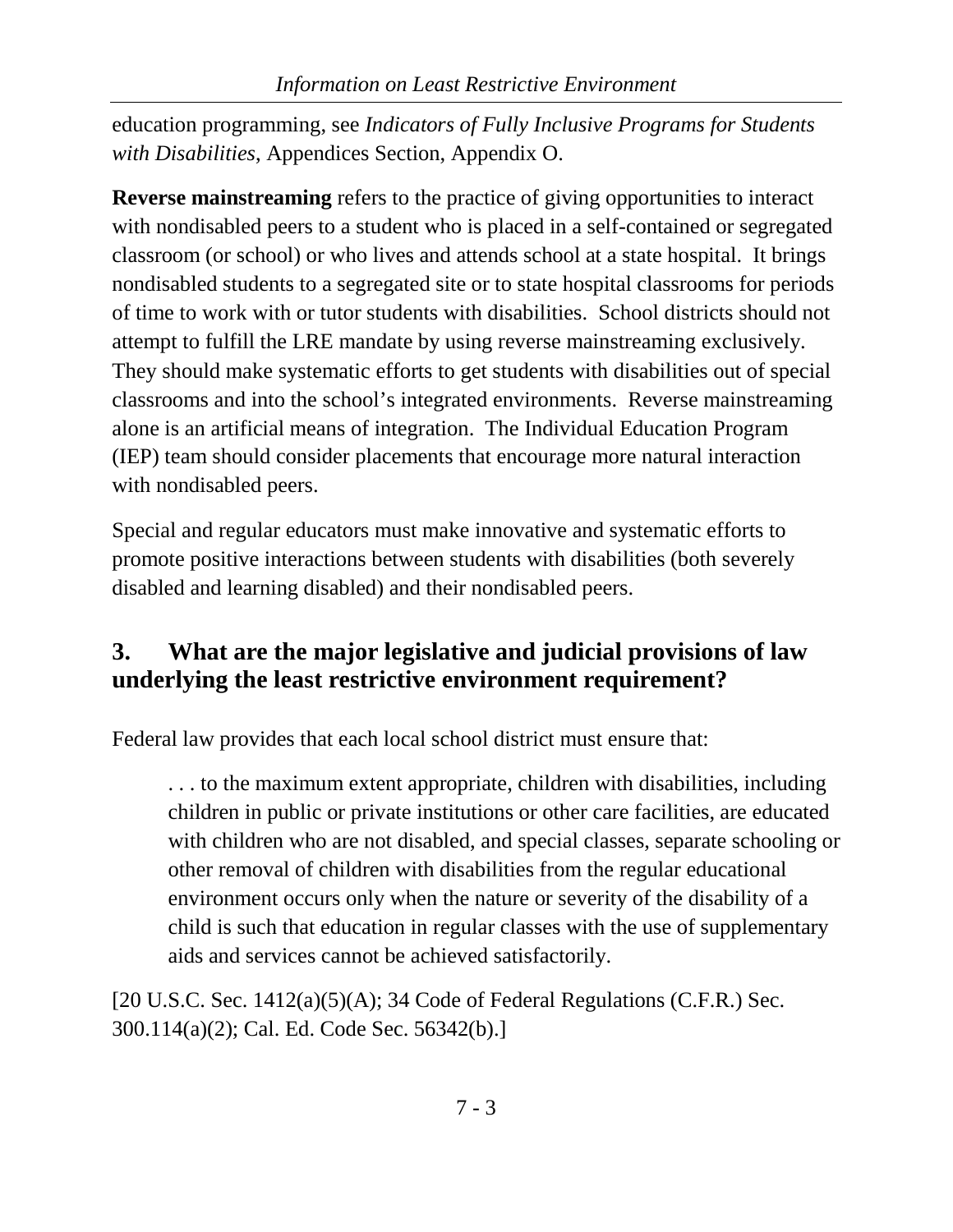education programming, see *Indicators of Fully Inclusive Programs for Students with Disabilities*, Appendices Section, Appendix O.

**Reverse mainstreaming** refers to the practice of giving opportunities to interact with nondisabled peers to a student who is placed in a self-contained or segregated classroom (or school) or who lives and attends school at a state hospital. It brings nondisabled students to a segregated site or to state hospital classrooms for periods of time to work with or tutor students with disabilities. School districts should not attempt to fulfill the LRE mandate by using reverse mainstreaming exclusively. They should make systematic efforts to get students with disabilities out of special classrooms and into the school's integrated environments. Reverse mainstreaming alone is an artificial means of integration. The Individual Education Program (IEP) team should consider placements that encourage more natural interaction with nondisabled peers.

Special and regular educators must make innovative and systematic efforts to promote positive interactions between students with disabilities (both severely disabled and learning disabled) and their nondisabled peers.

## 3. What are the major legislative and judicial provisions of law underlying the least restrictive environment requirement?

Federal law provides that each local school district must ensure that:

> . . . to the maximum extent appropriate, children with disabilities, including children in public or private institutions or other care facilities, are educated with children who are not disabled, and special classes, separate schooling or other removal of children with disabilities from the regular educational environment occurs only when the nature or severity of the disability of a child is such that education in regular classes with the use of supplementary aids and services cannot be achieved satisfactorily.

[20 U.S.C. Sec. 1412(a)(5)(A); 34 Code of Federal Regulations (C.F.R.) Sec. 300.114(a)(2); Cal. Ed. Code Sec. 56342(b).]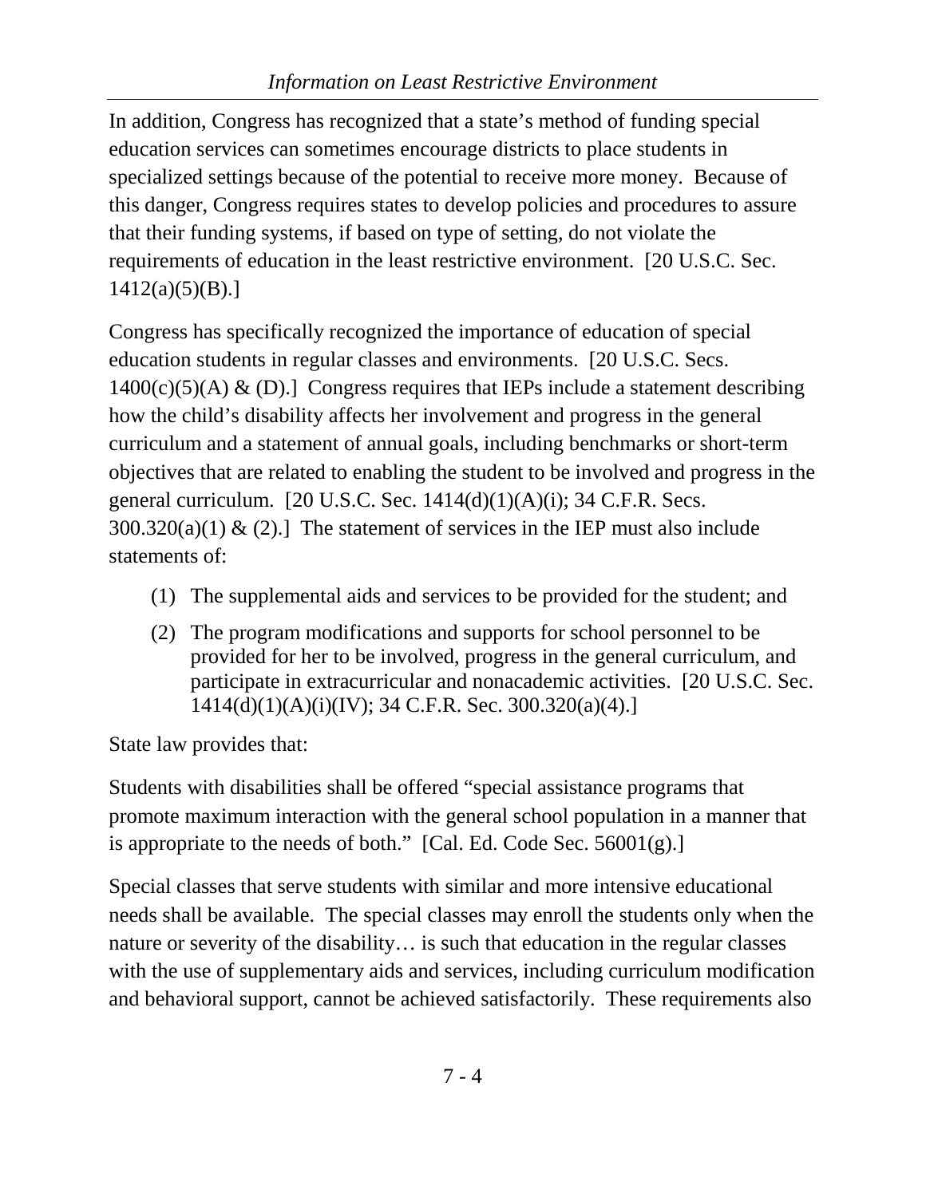In addition, Congress has recognized that a state's method of funding special education services can sometimes encourage districts to place students in specialized settings because of the potential to receive more money. Because of this danger, Congress requires states to develop policies and procedures to assure that their funding systems, if based on type of setting, do not violate the requirements of education in the least restrictive environment. [20 U.S.C. Sec. 1412(a)(5)(B).]

Congress has specifically recognized the importance of education of special education students in regular classes and environments. [20 U.S.C. Secs. 1400(c)(5)(A) & (D).] Congress requires that IEPs include a statement describing how the child's disability affects her involvement and progress in the general curriculum and a statement of annual goals, including benchmarks or short-term objectives that are related to enabling the student to be involved and progress in the general curriculum. [20 U.S.C. Sec. 1414(d)(1)(A)(i); 34 C.F.R. Secs. 300.320(a)(1) & (2).] The statement of services in the IEP must also include statements of:

(1) The supplemental aids and services to be provided for the student; and

(2) The program modifications and supports for school personnel to be provided for her to be involved, progress in the general curriculum, and participate in extracurricular and nonacademic activities. [20 U.S.C. Sec. 1414(d)(1)(A)(i)(IV); 34 C.F.R. Sec. 300.320(a)(4).]

State law provides that:

Students with disabilities shall be offered "special assistance programs that promote maximum interaction with the general school population in a manner that is appropriate to the needs of both." [Cal. Ed. Code Sec. 56001(g).]

Special classes that serve students with similar and more intensive educational needs shall be available. The special classes may enroll the students only when the nature or severity of the disability… is such that education in the regular classes with the use of supplementary aids and services, including curriculum modification and behavioral support, cannot be achieved satisfactorily. These requirements also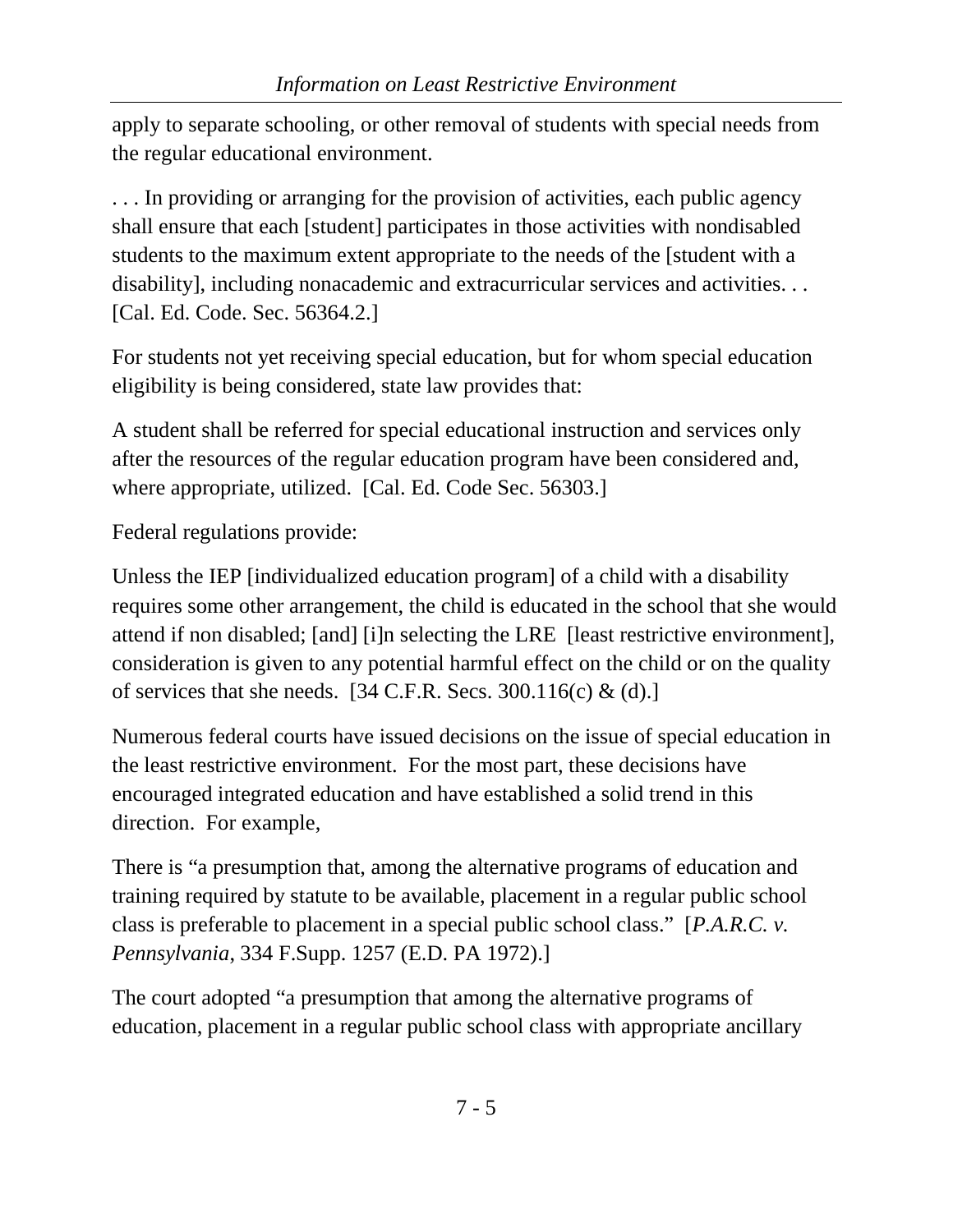apply to separate schooling, or other removal of students with special needs from the regular educational environment.

. . . In providing or arranging for the provision of activities, each public agency shall ensure that each [student] participates in those activities with nondisabled students to the maximum extent appropriate to the needs of the [student with a disability], including nonacademic and extracurricular services and activities. . . [Cal. Ed. Code. Sec. 56364.2.]

For students not yet receiving special education, but for whom special education eligibility is being considered, state law provides that:

A student shall be referred for special educational instruction and services only after the resources of the regular education program have been considered and, where appropriate, utilized. [Cal. Ed. Code Sec. 56303.]

Federal regulations provide:

Unless the IEP [individualized education program] of a child with a disability requires some other arrangement, the child is educated in the school that she would attend if non disabled; [and] [i]n selecting the LRE [least restrictive environment], consideration is given to any potential harmful effect on the child or on the quality of services that she needs. [34 C.F.R. Secs. 300.116(c) & (d).]

Numerous federal courts have issued decisions on the issue of special education in the least restrictive environment. For the most part, these decisions have encouraged integrated education and have established a solid trend in this direction. For example,

There is "a presumption that, among the alternative programs of education and training required by statute to be available, placement in a regular public school class is preferable to placement in a special public school class." [*P.A.R.C. v. Pennsylvania*, 334 F.Supp. 1257 (E.D. PA 1972).]

The court adopted "a presumption that among the alternative programs of education, placement in a regular public school class with appropriate ancillary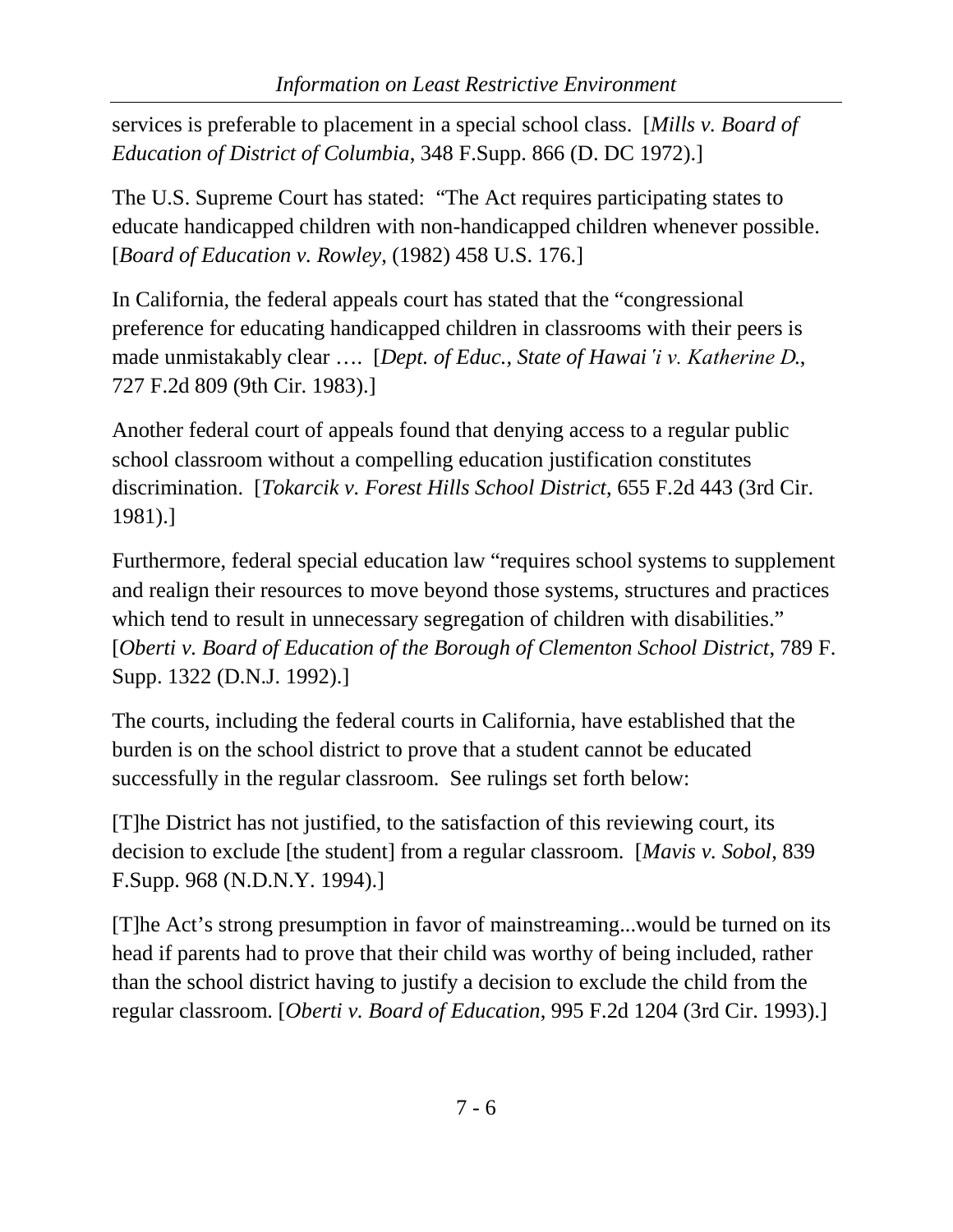services is preferable to placement in a special school class. [*Mills v. Board of Education of District of Columbia*, 348 F.Supp. 866 (D. DC 1972).]

The U.S. Supreme Court has stated: "The Act requires participating states to educate handicapped children with non-handicapped children whenever possible. [*Board of Education v. Rowley*, (1982) 458 U.S. 176.]

In California, the federal appeals court has stated that the "congressional preference for educating handicapped children in classrooms with their peers is made unmistakably clear …. [*Dept. of Educ., State of Hawai'i v. Katherine D.*, 727 F.2d 809 (9th Cir. 1983).]

Another federal court of appeals found that denying access to a regular public school classroom without a compelling education justification constitutes discrimination. [*Tokarcik v. Forest Hills School District*, 655 F.2d 443 (3rd Cir. 1981).]

Furthermore, federal special education law "requires school systems to supplement and realign their resources to move beyond those systems, structures and practices which tend to result in unnecessary segregation of children with disabilities." [*Oberti v. Board of Education of the Borough of Clementon School District*, 789 F. Supp. 1322 (D.N.J. 1992).]

The courts, including the federal courts in California, have established that the burden is on the school district to prove that a student cannot be educated successfully in the regular classroom. See rulings set forth below:

[T]he District has not justified, to the satisfaction of this reviewing court, its decision to exclude [the student] from a regular classroom. [*Mavis v. Sobol*, 839 F.Supp. 968 (N.D.N.Y. 1994).]

[T]he Act's strong presumption in favor of mainstreaming...would be turned on its head if parents had to prove that their child was worthy of being included, rather than the school district having to justify a decision to exclude the child from the regular classroom. [*Oberti v. Board of Education*, 995 F.2d 1204 (3rd Cir. 1993).]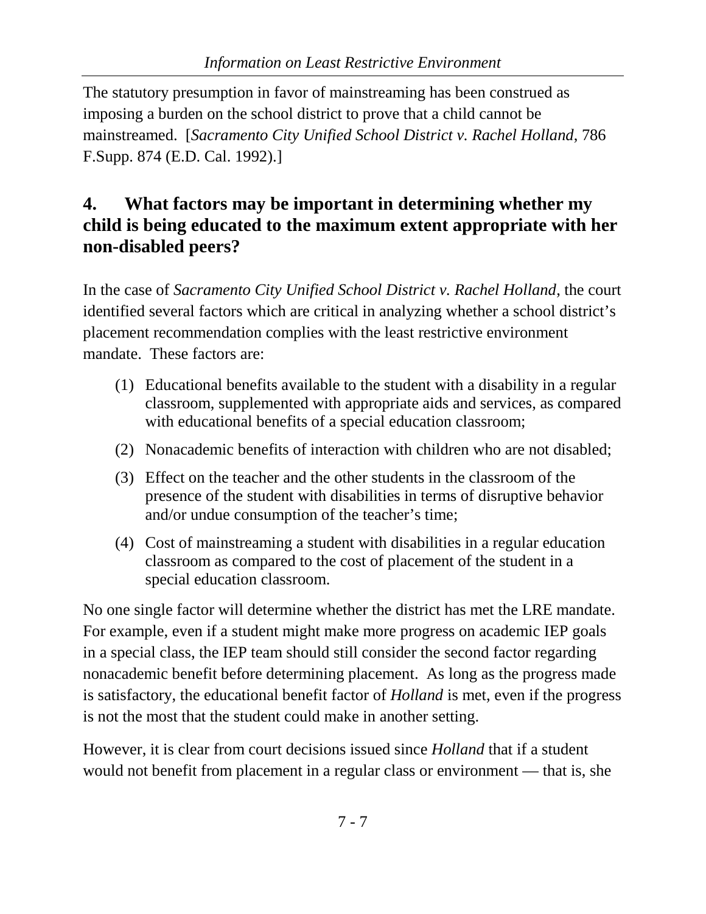The statutory presumption in favor of mainstreaming has been construed as imposing a burden on the school district to prove that a child cannot be mainstreamed. [*Sacramento City Unified School District v. Rachel Holland*, 786 F.Supp. 874 (E.D. Cal. 1992).]

## 4. What factors may be important in determining whether my child is being educated to the maximum extent appropriate with her non-disabled peers?

In the case of *Sacramento City Unified School District v. Rachel Holland*, the court identified several factors which are critical in analyzing whether a school district's placement recommendation complies with the least restrictive environment mandate. These factors are:

(1) Educational benefits available to the student with a disability in a regular classroom, supplemented with appropriate aids and services, as compared with educational benefits of a special education classroom;

(2) Nonacademic benefits of interaction with children who are not disabled;

(3) Effect on the teacher and the other students in the classroom of the presence of the student with disabilities in terms of disruptive behavior and/or undue consumption of the teacher's time;

(4) Cost of mainstreaming a student with disabilities in a regular education classroom as compared to the cost of placement of the student in a special education classroom.

No one single factor will determine whether the district has met the LRE mandate. For example, even if a student might make more progress on academic IEP goals in a special class, the IEP team should still consider the second factor regarding nonacademic benefit before determining placement. As long as the progress made is satisfactory, the educational benefit factor of *Holland* is met, even if the progress is not the most that the student could make in another setting.

However, it is clear from court decisions issued since *Holland* that if a student would not benefit from placement in a regular class or environment — that is, she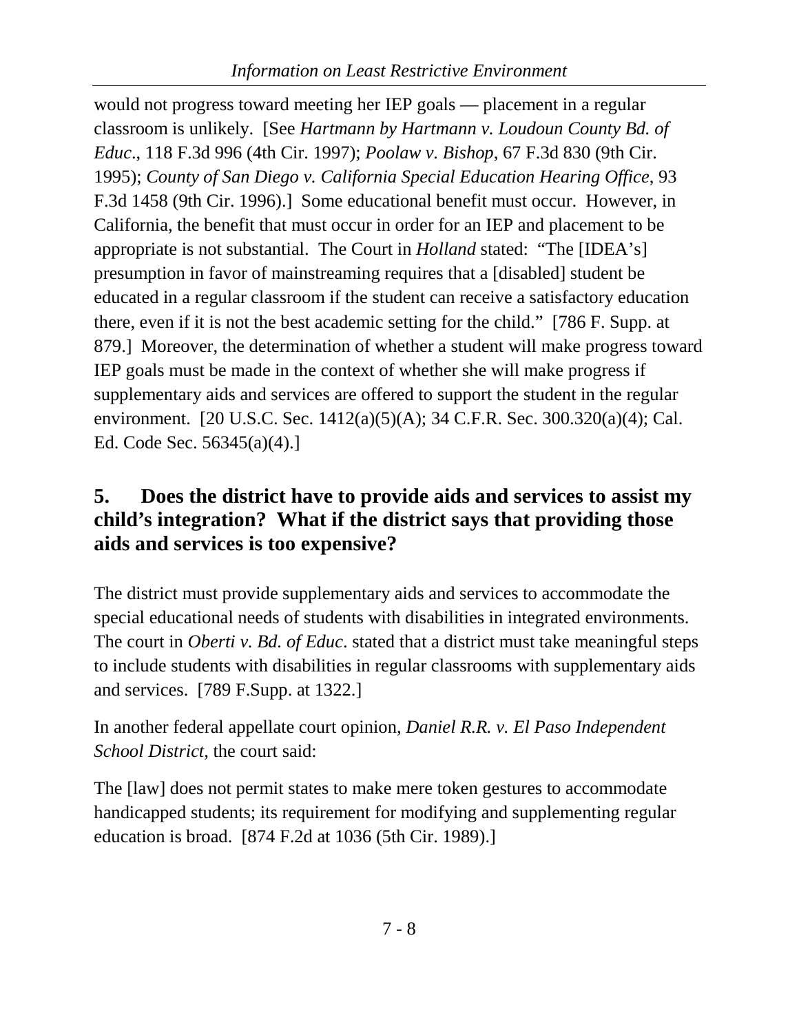would not progress toward meeting her IEP goals — placement in a regular classroom is unlikely. [See *Hartmann by Hartmann v. Loudoun County Bd. of Educ*., 118 F.3d 996 (4th Cir. 1997); *Poolaw v. Bishop*, 67 F.3d 830 (9th Cir. 1995); *County of San Diego v. California Special Education Hearing Office*, 93 F.3d 1458 (9th Cir. 1996).] Some educational benefit must occur. However, in California, the benefit that must occur in order for an IEP and placement to be appropriate is not substantial. The Court in *Holland* stated: "The [IDEA's] presumption in favor of mainstreaming requires that a [disabled] student be educated in a regular classroom if the student can receive a satisfactory education there, even if it is not the best academic setting for the child." [786 F. Supp. at 879.] Moreover, the determination of whether a student will make progress toward IEP goals must be made in the context of whether she will make progress if supplementary aids and services are offered to support the student in the regular environment. [20 U.S.C. Sec. 1412(a)(5)(A); 34 C.F.R. Sec. 300.320(a)(4); Cal. Ed. Code Sec. 56345(a)(4).]

## 5. Does the district have to provide aids and services to assist my child's integration? What if the district says that providing those aids and services is too expensive?

The district must provide supplementary aids and services to accommodate the special educational needs of students with disabilities in integrated environments. The court in *Oberti v. Bd. of Educ*. stated that a district must take meaningful steps to include students with disabilities in regular classrooms with supplementary aids and services. [789 F.Supp. at 1322.]

In another federal appellate court opinion, *Daniel R.R. v. El Paso Independent School District*, the court said:

The [law] does not permit states to make mere token gestures to accommodate handicapped students; its requirement for modifying and supplementing regular education is broad. [874 F.2d at 1036 (5th Cir. 1989).]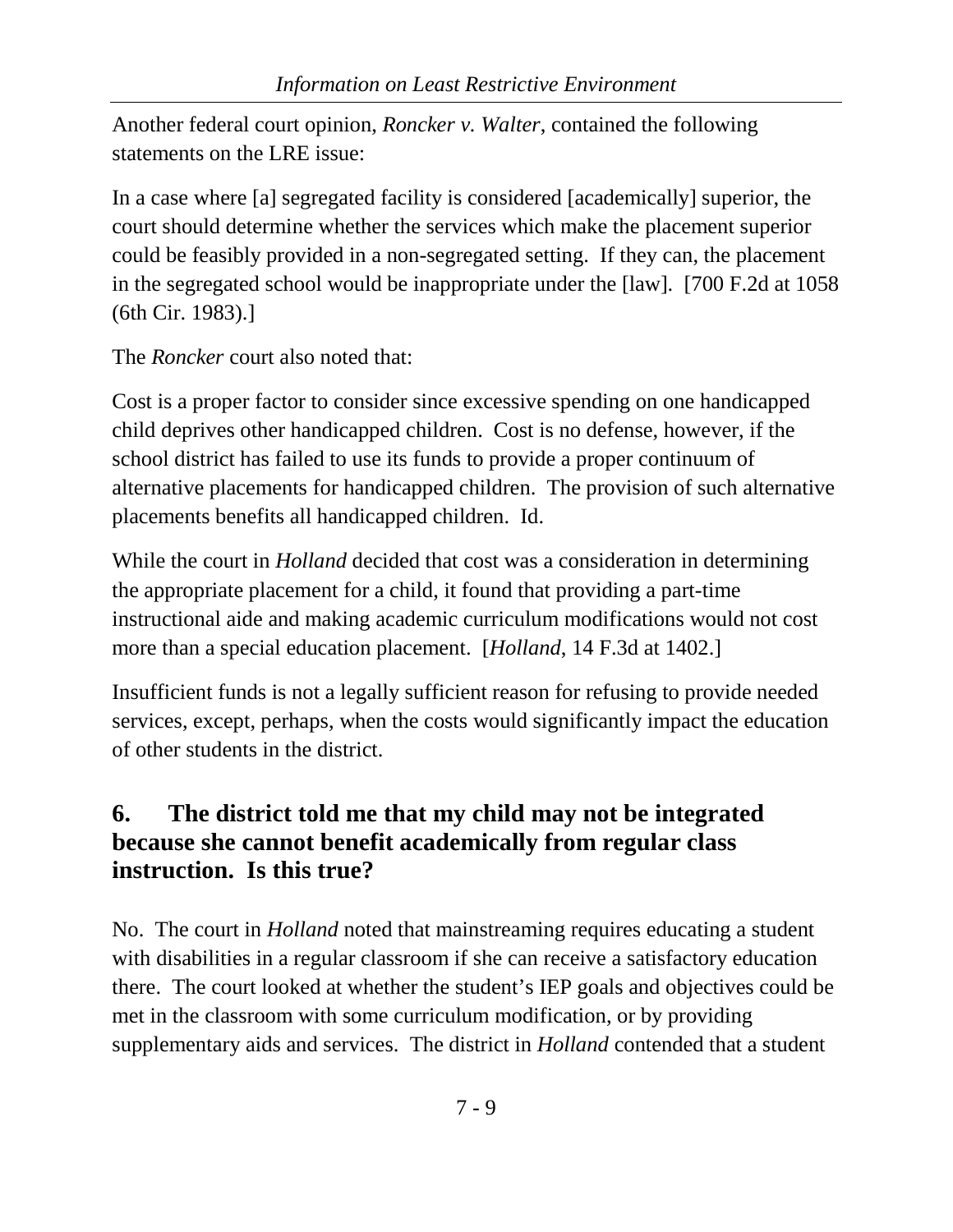Another federal court opinion, *Roncker v. Walter*, contained the following statements on the LRE issue:

In a case where [a] segregated facility is considered [academically] superior, the court should determine whether the services which make the placement superior could be feasibly provided in a non-segregated setting. If they can, the placement in the segregated school would be inappropriate under the [law]. [700 F.2d at 1058 (6th Cir. 1983).]

The *Roncker* court also noted that:

Cost is a proper factor to consider since excessive spending on one handicapped child deprives other handicapped children. Cost is no defense, however, if the school district has failed to use its funds to provide a proper continuum of alternative placements for handicapped children. The provision of such alternative placements benefits all handicapped children. Id.

While the court in *Holland* decided that cost was a consideration in determining the appropriate placement for a child, it found that providing a part-time instructional aide and making academic curriculum modifications would not cost more than a special education placement. [*Holland*, 14 F.3d at 1402.]

Insufficient funds is not a legally sufficient reason for refusing to provide needed services, except, perhaps, when the costs would significantly impact the education of other students in the district.

## 6. The district told me that my child may not be integrated because she cannot benefit academically from regular class instruction. Is this true?

No. The court in *Holland* noted that mainstreaming requires educating a student with disabilities in a regular classroom if she can receive a satisfactory education there. The court looked at whether the student's IEP goals and objectives could be met in the classroom with some curriculum modification, or by providing supplementary aids and services. The district in *Holland* contended that a student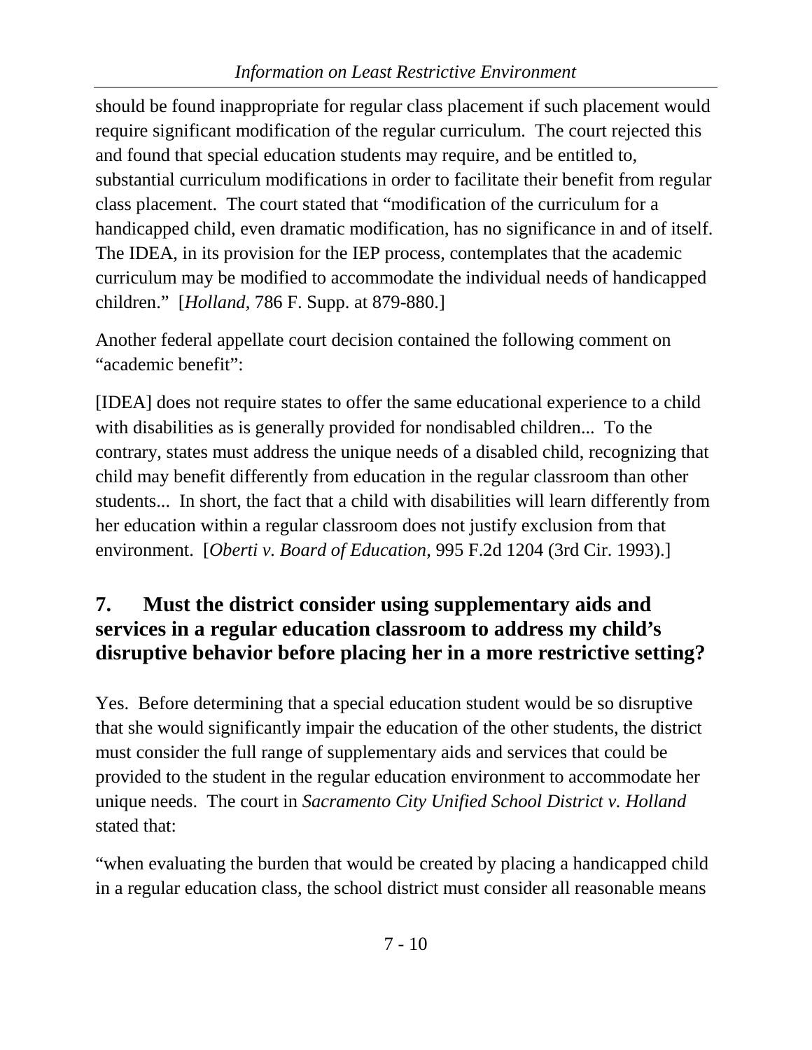should be found inappropriate for regular class placement if such placement would require significant modification of the regular curriculum. The court rejected this and found that special education students may require, and be entitled to, substantial curriculum modifications in order to facilitate their benefit from regular class placement. The court stated that "modification of the curriculum for a handicapped child, even dramatic modification, has no significance in and of itself. The IDEA, in its provision for the IEP process, contemplates that the academic curriculum may be modified to accommodate the individual needs of handicapped children." [*Holland*, 786 F. Supp. at 879-880.]

Another federal appellate court decision contained the following comment on "academic benefit":

[IDEA] does not require states to offer the same educational experience to a child with disabilities as is generally provided for nondisabled children... To the contrary, states must address the unique needs of a disabled child, recognizing that child may benefit differently from education in the regular classroom than other students... In short, the fact that a child with disabilities will learn differently from her education within a regular classroom does not justify exclusion from that environment. [*Oberti v. Board of Education*, 995 F.2d 1204 (3rd Cir. 1993).]

## 7. Must the district consider using supplementary aids and services in a regular education classroom to address my child's disruptive behavior before placing her in a more restrictive setting?

Yes. Before determining that a special education student would be so disruptive that she would significantly impair the education of the other students, the district must consider the full range of supplementary aids and services that could be provided to the student in the regular education environment to accommodate her unique needs. The court in *Sacramento City Unified School District v. Holland* stated that:

"when evaluating the burden that would be created by placing a handicapped child in a regular education class, the school district must consider all reasonable means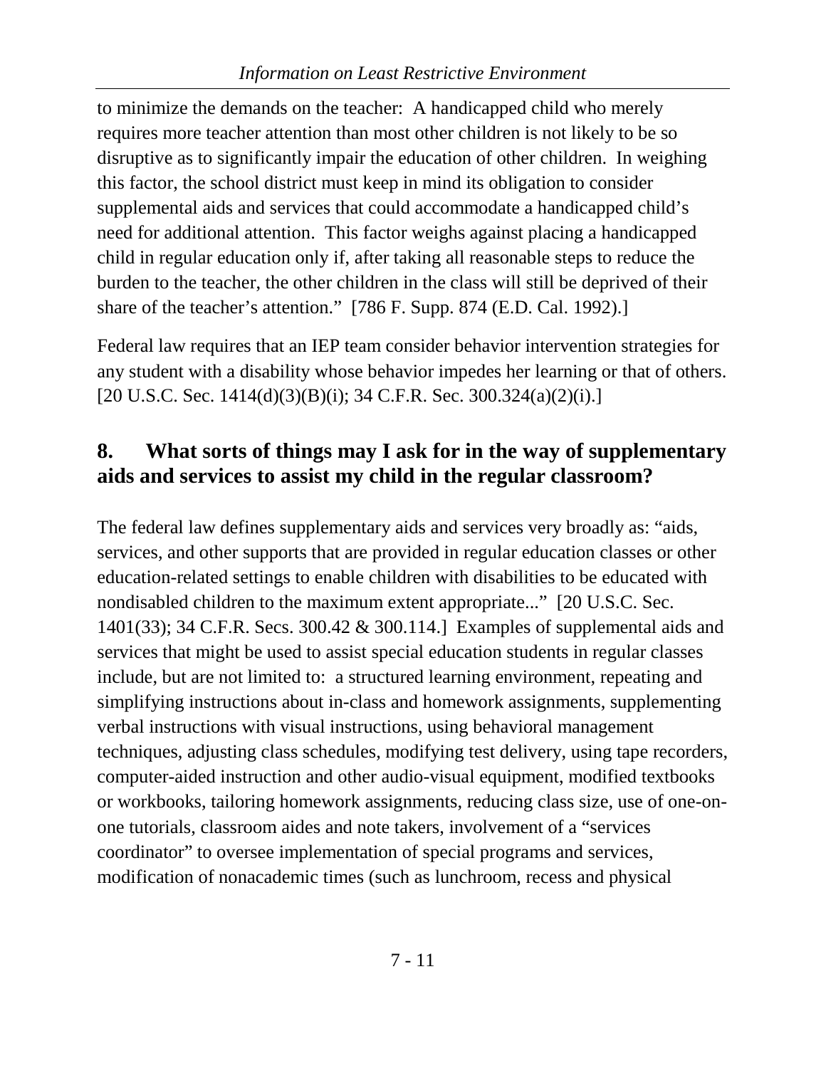to minimize the demands on the teacher: A handicapped child who merely requires more teacher attention than most other children is not likely to be so disruptive as to significantly impair the education of other children. In weighing this factor, the school district must keep in mind its obligation to consider supplemental aids and services that could accommodate a handicapped child's need for additional attention. This factor weighs against placing a handicapped child in regular education only if, after taking all reasonable steps to reduce the burden to the teacher, the other children in the class will still be deprived of their share of the teacher's attention." [786 F. Supp. 874 (E.D. Cal. 1992).]

Federal law requires that an IEP team consider behavior intervention strategies for any student with a disability whose behavior impedes her learning or that of others. [20 U.S.C. Sec. 1414(d)(3)(B)(i); 34 C.F.R. Sec. 300.324(a)(2)(i).]

## 8. What sorts of things may I ask for in the way of supplementary aids and services to assist my child in the regular classroom?

The federal law defines supplementary aids and services very broadly as: "aids, services, and other supports that are provided in regular education classes or other education-related settings to enable children with disabilities to be educated with nondisabled children to the maximum extent appropriate..." [20 U.S.C. Sec. 1401(33); 34 C.F.R. Secs. 300.42 & 300.114.] Examples of supplemental aids and services that might be used to assist special education students in regular classes include, but are not limited to: a structured learning environment, repeating and simplifying instructions about in-class and homework assignments, supplementing verbal instructions with visual instructions, using behavioral management techniques, adjusting class schedules, modifying test delivery, using tape recorders, computer-aided instruction and other audio-visual equipment, modified textbooks or workbooks, tailoring homework assignments, reducing class size, use of one-on-one tutorials, classroom aides and note takers, involvement of a "services coordinator" to oversee implementation of special programs and services, modification of nonacademic times (such as lunchroom, recess and physical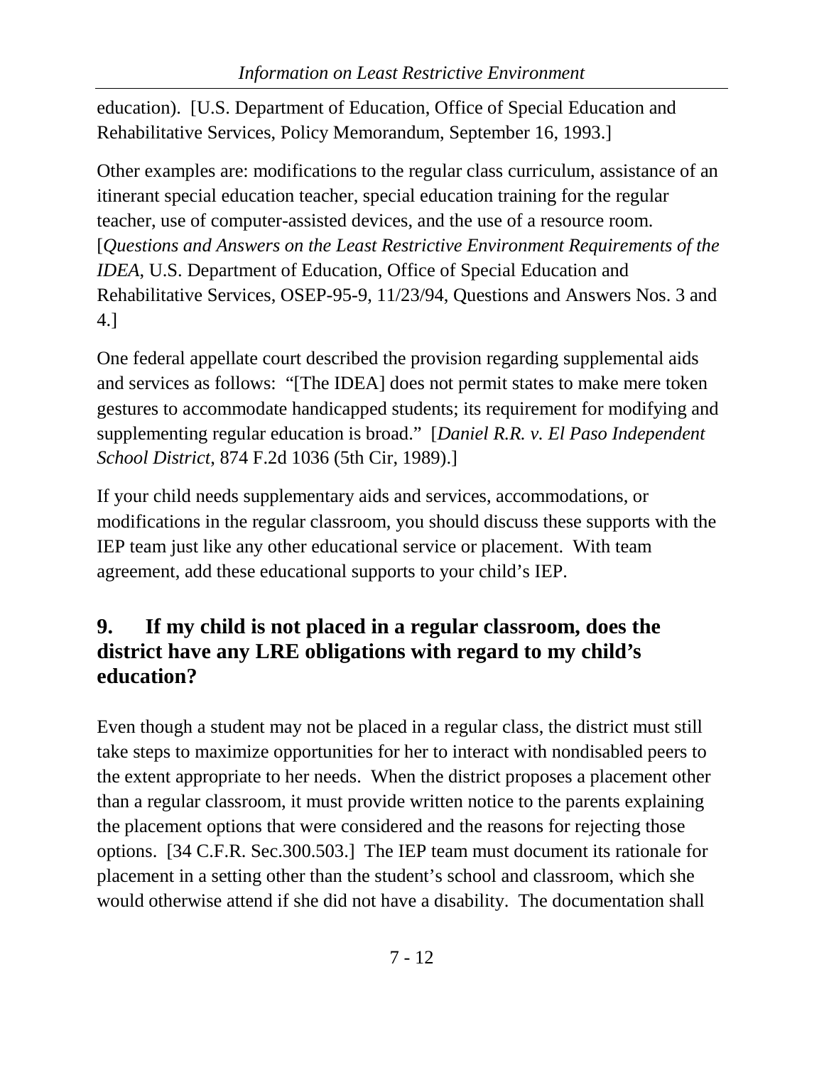education). [U.S. Department of Education, Office of Special Education and Rehabilitative Services, Policy Memorandum, September 16, 1993.]

Other examples are: modifications to the regular class curriculum, assistance of an itinerant special education teacher, special education training for the regular teacher, use of computer-assisted devices, and the use of a resource room. [*Questions and Answers on the Least Restrictive Environment Requirements of the IDEA*, U.S. Department of Education, Office of Special Education and Rehabilitative Services, OSEP-95-9, 11/23/94, Questions and Answers Nos. 3 and 4.]

One federal appellate court described the provision regarding supplemental aids and services as follows: "[The IDEA] does not permit states to make mere token gestures to accommodate handicapped students; its requirement for modifying and supplementing regular education is broad." [*Daniel R.R. v. El Paso Independent School District*, 874 F.2d 1036 (5th Cir, 1989).]

If your child needs supplementary aids and services, accommodations, or modifications in the regular classroom, you should discuss these supports with the IEP team just like any other educational service or placement. With team agreement, add these educational supports to your child's IEP.

## 9. If my child is not placed in a regular classroom, does the district have any LRE obligations with regard to my child's education?

Even though a student may not be placed in a regular class, the district must still take steps to maximize opportunities for her to interact with nondisabled peers to the extent appropriate to her needs. When the district proposes a placement other than a regular classroom, it must provide written notice to the parents explaining the placement options that were considered and the reasons for rejecting those options. [34 C.F.R. Sec.300.503.] The IEP team must document its rationale for placement in a setting other than the student's school and classroom, which she would otherwise attend if she did not have a disability. The documentation shall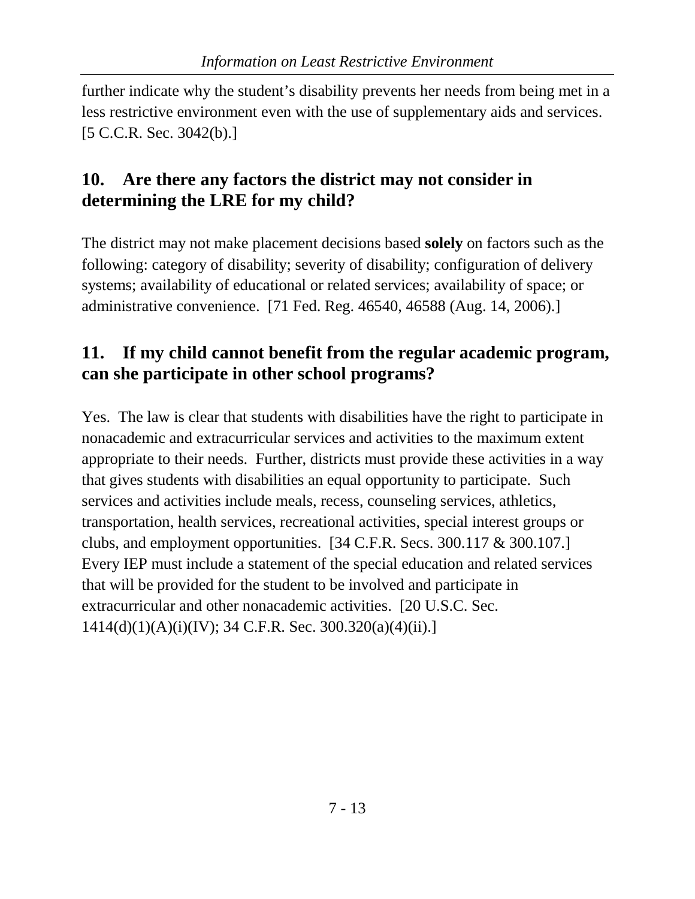further indicate why the student's disability prevents her needs from being met in a less restrictive environment even with the use of supplementary aids and services. [5 C.C.R. Sec. 3042(b).]

## 10. Are there any factors the district may not consider in determining the LRE for my child?

The district may not make placement decisions based **solely** on factors such as the following: category of disability; severity of disability; configuration of delivery systems; availability of educational or related services; availability of space; or administrative convenience. [71 Fed. Reg. 46540, 46588 (Aug. 14, 2006).]

## 11. If my child cannot benefit from the regular academic program, can she participate in other school programs?

Yes. The law is clear that students with disabilities have the right to participate in nonacademic and extracurricular services and activities to the maximum extent appropriate to their needs. Further, districts must provide these activities in a way that gives students with disabilities an equal opportunity to participate. Such services and activities include meals, recess, counseling services, athletics, transportation, health services, recreational activities, special interest groups or clubs, and employment opportunities. [34 C.F.R. Secs. 300.117 & 300.107.] Every IEP must include a statement of the special education and related services that will be provided for the student to be involved and participate in extracurricular and other nonacademic activities. [20 U.S.C. Sec. 1414(d)(1)(A)(i)(IV); 34 C.F.R. Sec. 300.320(a)(4)(ii).]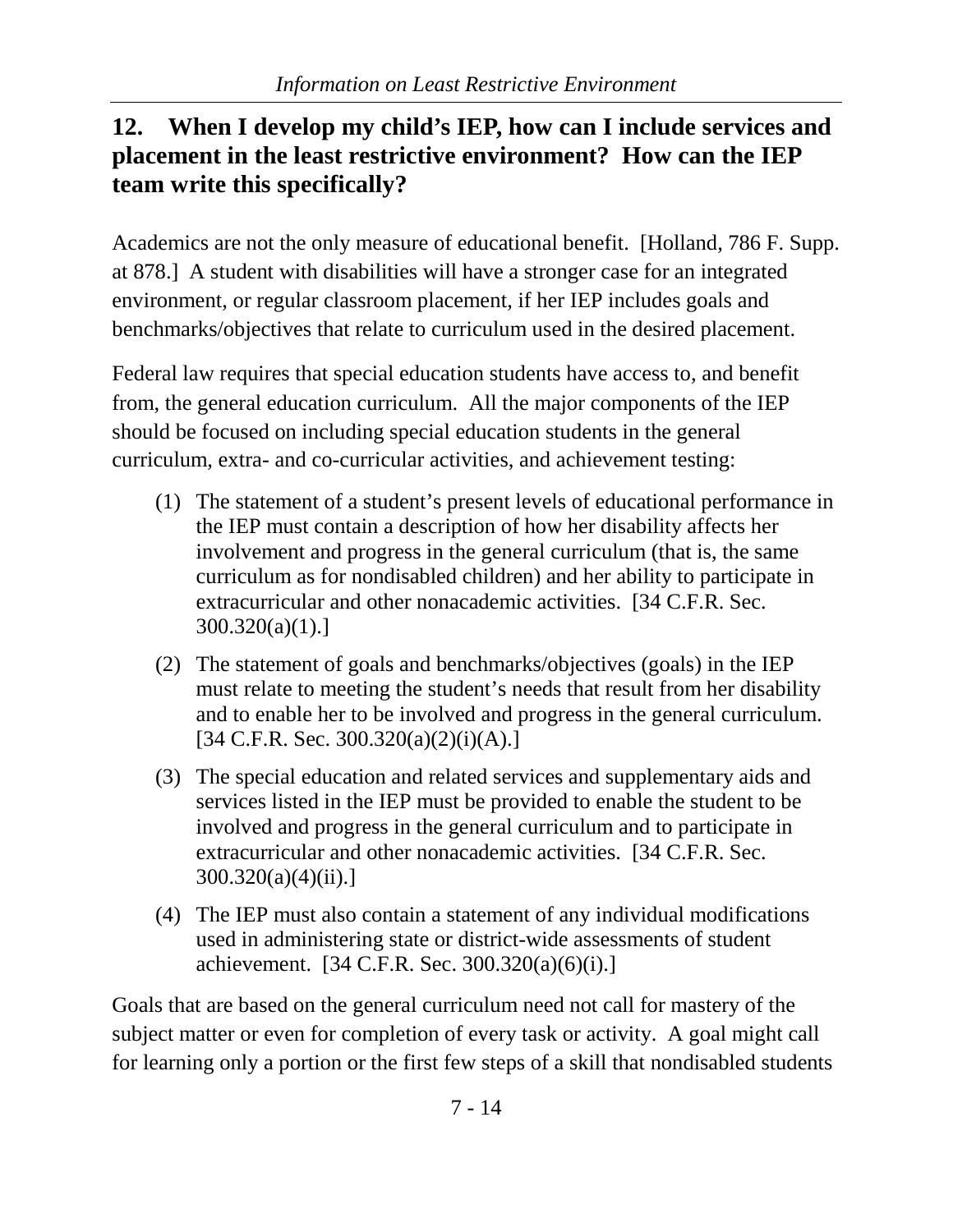## 12. When I develop my child's IEP, how can I include services and placement in the least restrictive environment? How can the IEP team write this specifically?

Academics are not the only measure of educational benefit. [Holland, 786 F. Supp. at 878.] A student with disabilities will have a stronger case for an integrated environment, or regular classroom placement, if her IEP includes goals and benchmarks/objectives that relate to curriculum used in the desired placement.

Federal law requires that special education students have access to, and benefit from, the general education curriculum. All the major components of the IEP should be focused on including special education students in the general curriculum, extra- and co-curricular activities, and achievement testing:

(1) The statement of a student's present levels of educational performance in the IEP must contain a description of how her disability affects her involvement and progress in the general curriculum (that is, the same curriculum as for nondisabled children) and her ability to participate in extracurricular and other nonacademic activities. [34 C.F.R. Sec. 300.320(a)(1).]

(2) The statement of goals and benchmarks/objectives (goals) in the IEP must relate to meeting the student's needs that result from her disability and to enable her to be involved and progress in the general curriculum. [34 C.F.R. Sec. 300.320(a)(2)(i)(A).]

(3) The special education and related services and supplementary aids and services listed in the IEP must be provided to enable the student to be involved and progress in the general curriculum and to participate in extracurricular and other nonacademic activities. [34 C.F.R. Sec. 300.320(a)(4)(ii).]

(4) The IEP must also contain a statement of any individual modifications used in administering state or district-wide assessments of student achievement. [34 C.F.R. Sec. 300.320(a)(6)(i).]

Goals that are based on the general curriculum need not call for mastery of the subject matter or even for completion of every task or activity. A goal might call for learning only a portion or the first few steps of a skill that nondisabled students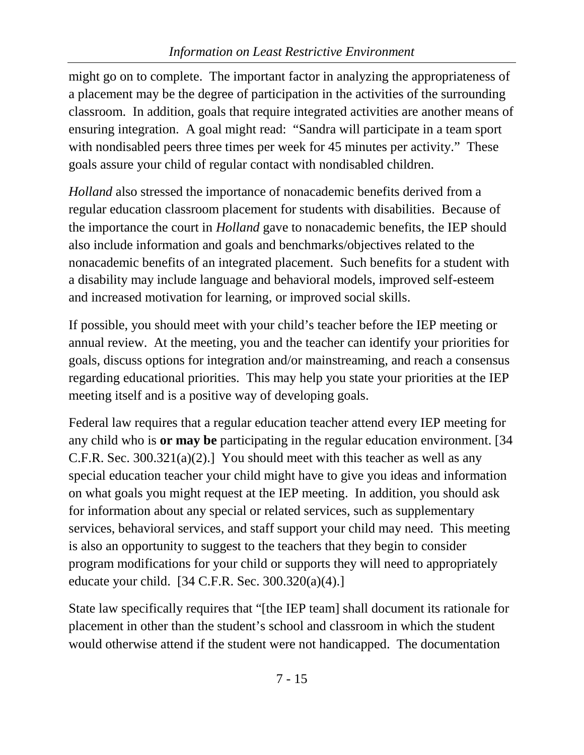might go on to complete. The important factor in analyzing the appropriateness of a placement may be the degree of participation in the activities of the surrounding classroom. In addition, goals that require integrated activities are another means of ensuring integration. A goal might read: "Sandra will participate in a team sport with nondisabled peers three times per week for 45 minutes per activity." These goals assure your child of regular contact with nondisabled children.

*Holland* also stressed the importance of nonacademic benefits derived from a regular education classroom placement for students with disabilities. Because of the importance the court in *Holland* gave to nonacademic benefits, the IEP should also include information and goals and benchmarks/objectives related to the nonacademic benefits of an integrated placement. Such benefits for a student with a disability may include language and behavioral models, improved self-esteem and increased motivation for learning, or improved social skills.

If possible, you should meet with your child's teacher before the IEP meeting or annual review. At the meeting, you and the teacher can identify your priorities for goals, discuss options for integration and/or mainstreaming, and reach a consensus regarding educational priorities. This may help you state your priorities at the IEP meeting itself and is a positive way of developing goals.

Federal law requires that a regular education teacher attend every IEP meeting for any child who is **or may be** participating in the regular education environment. [34 C.F.R. Sec. 300.321(a)(2).] You should meet with this teacher as well as any special education teacher your child might have to give you ideas and information on what goals you might request at the IEP meeting. In addition, you should ask for information about any special or related services, such as supplementary services, behavioral services, and staff support your child may need. This meeting is also an opportunity to suggest to the teachers that they begin to consider program modifications for your child or supports they will need to appropriately educate your child. [34 C.F.R. Sec. 300.320(a)(4).]

State law specifically requires that "[the IEP team] shall document its rationale for placement in other than the student's school and classroom in which the student would otherwise attend if the student were not handicapped. The documentation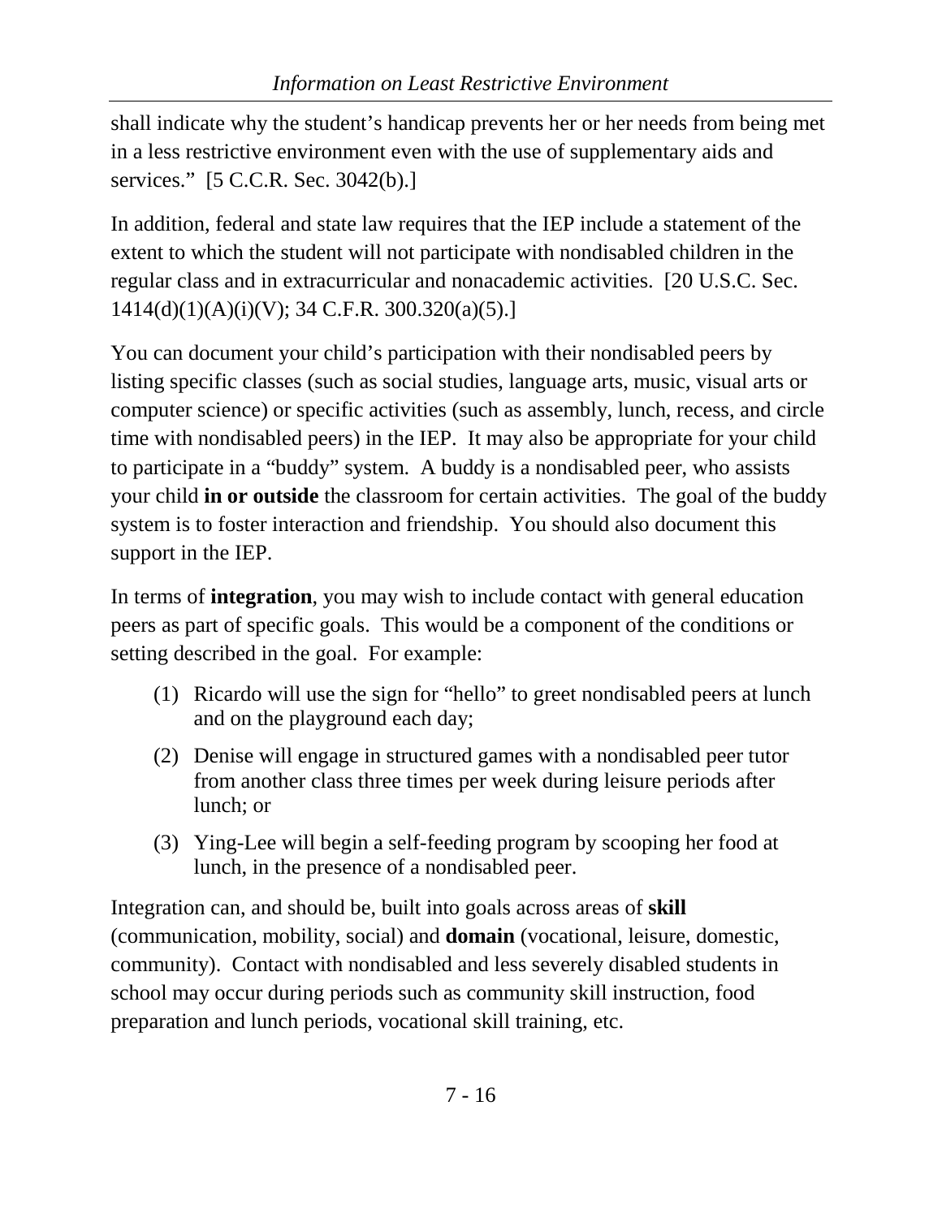shall indicate why the student's handicap prevents her or her needs from being met in a less restrictive environment even with the use of supplementary aids and services." [5 C.C.R. Sec. 3042(b).]

In addition, federal and state law requires that the IEP include a statement of the extent to which the student will not participate with nondisabled children in the regular class and in extracurricular and nonacademic activities. [20 U.S.C. Sec. 1414(d)(1)(A)(i)(V); 34 C.F.R. 300.320(a)(5).]

You can document your child's participation with their nondisabled peers by listing specific classes (such as social studies, language arts, music, visual arts or computer science) or specific activities (such as assembly, lunch, recess, and circle time with nondisabled peers) in the IEP. It may also be appropriate for your child to participate in a "buddy" system. A buddy is a nondisabled peer, who assists your child **in or outside** the classroom for certain activities. The goal of the buddy system is to foster interaction and friendship. You should also document this support in the IEP.

In terms of **integration**, you may wish to include contact with general education peers as part of specific goals. This would be a component of the conditions or setting described in the goal. For example:

(1) Ricardo will use the sign for "hello" to greet nondisabled peers at lunch and on the playground each day;

(2) Denise will engage in structured games with a nondisabled peer tutor from another class three times per week during leisure periods after lunch; or

(3) Ying-Lee will begin a self-feeding program by scooping her food at lunch, in the presence of a nondisabled peer.

Integration can, and should be, built into goals across areas of **skill** (communication, mobility, social) and **domain** (vocational, leisure, domestic, community). Contact with nondisabled and less severely disabled students in school may occur during periods such as community skill instruction, food preparation and lunch periods, vocational skill training, etc.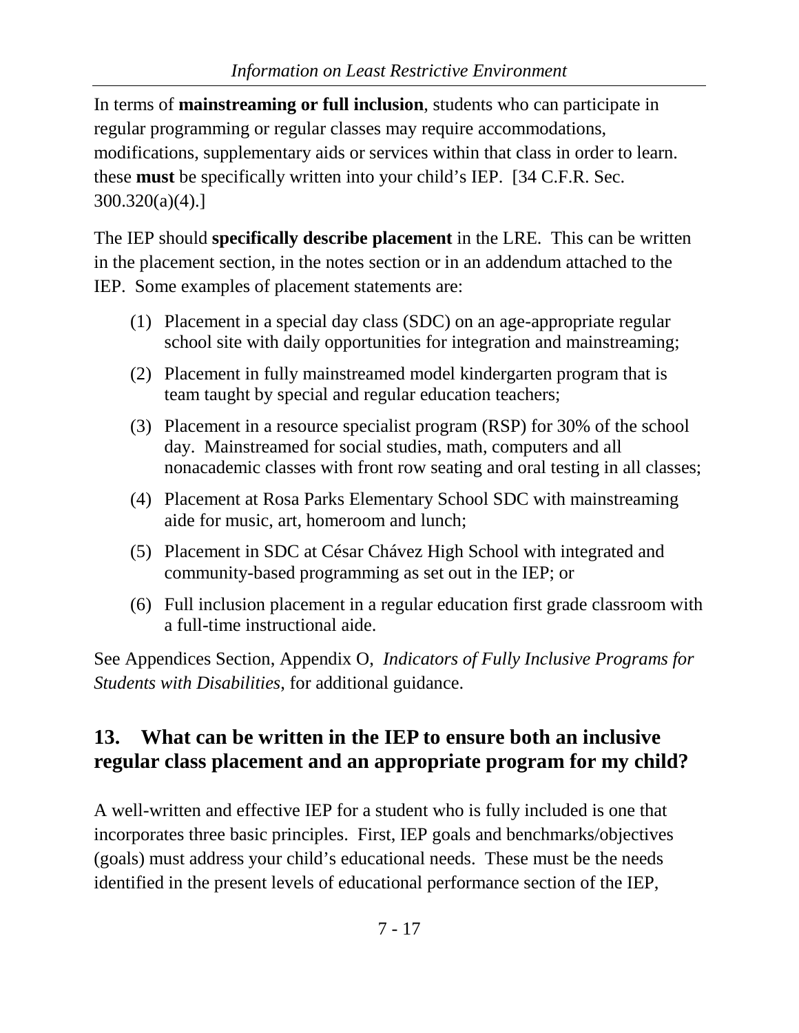In terms of **mainstreaming or full inclusion**, students who can participate in regular programming or regular classes may require accommodations, modifications, supplementary aids or services within that class in order to learn. these **must** be specifically written into your child's IEP. [34 C.F.R. Sec. 300.320(a)(4).]

The IEP should **specifically describe placement** in the LRE. This can be written in the placement section, in the notes section or in an addendum attached to the IEP. Some examples of placement statements are:

(1) Placement in a special day class (SDC) on an age-appropriate regular school site with daily opportunities for integration and mainstreaming;

(2) Placement in fully mainstreamed model kindergarten program that is team taught by special and regular education teachers;

(3) Placement in a resource specialist program (RSP) for 30% of the school day. Mainstreamed for social studies, math, computers and all nonacademic classes with front row seating and oral testing in all classes;

(4) Placement at Rosa Parks Elementary School SDC with mainstreaming aide for music, art, homeroom and lunch;

(5) Placement in SDC at César Chávez High School with integrated and community-based programming as set out in the IEP; or

(6) Full inclusion placement in a regular education first grade classroom with a full-time instructional aide.

See Appendices Section, Appendix O, *Indicators of Fully Inclusive Programs for Students with Disabilities*, for additional guidance.

## 13. What can be written in the IEP to ensure both an inclusive regular class placement and an appropriate program for my child?

A well-written and effective IEP for a student who is fully included is one that incorporates three basic principles. First, IEP goals and benchmarks/objectives (goals) must address your child's educational needs. These must be the needs identified in the present levels of educational performance section of the IEP,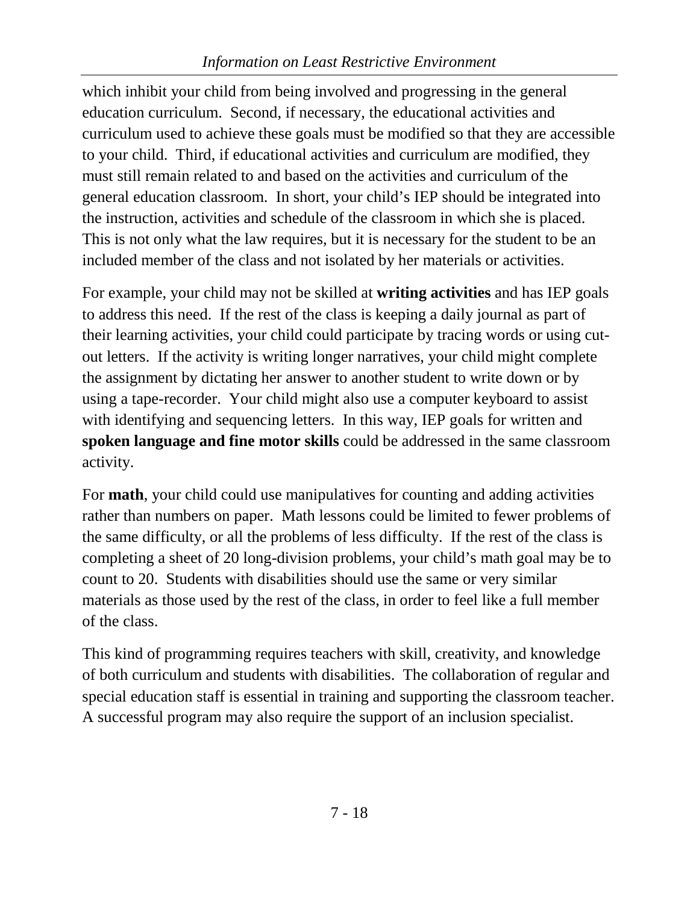which inhibit your child from being involved and progressing in the general education curriculum. Second, if necessary, the educational activities and curriculum used to achieve these goals must be modified so that they are accessible to your child. Third, if educational activities and curriculum are modified, they must still remain related to and based on the activities and curriculum of the general education classroom. In short, your child's IEP should be integrated into the instruction, activities and schedule of the classroom in which she is placed. This is not only what the law requires, but it is necessary for the student to be an included member of the class and not isolated by her materials or activities.

For example, your child may not be skilled at **writing activities** and has IEP goals to address this need. If the rest of the class is keeping a daily journal as part of their learning activities, your child could participate by tracing words or using cut-out letters. If the activity is writing longer narratives, your child might complete the assignment by dictating her answer to another student to write down or by using a tape-recorder. Your child might also use a computer keyboard to assist with identifying and sequencing letters. In this way, IEP goals for written and **spoken language and fine motor skills** could be addressed in the same classroom activity.

For **math**, your child could use manipulatives for counting and adding activities rather than numbers on paper. Math lessons could be limited to fewer problems of the same difficulty, or all the problems of less difficulty. If the rest of the class is completing a sheet of 20 long-division problems, your child's math goal may be to count to 20. Students with disabilities should use the same or very similar materials as those used by the rest of the class, in order to feel like a full member of the class.

This kind of programming requires teachers with skill, creativity, and knowledge of both curriculum and students with disabilities. The collaboration of regular and special education staff is essential in training and supporting the classroom teacher. A successful program may also require the support of an inclusion specialist.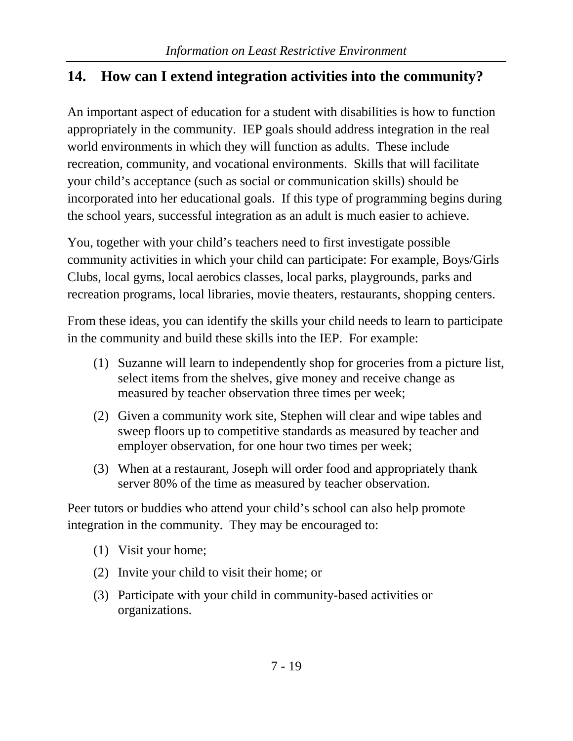## 14. How can I extend integration activities into the community?

An important aspect of education for a student with disabilities is how to function appropriately in the community. IEP goals should address integration in the real world environments in which they will function as adults. These include recreation, community, and vocational environments. Skills that will facilitate your child's acceptance (such as social or communication skills) should be incorporated into her educational goals. If this type of programming begins during the school years, successful integration as an adult is much easier to achieve.

You, together with your child's teachers need to first investigate possible community activities in which your child can participate: For example, Boys/Girls Clubs, local gyms, local aerobics classes, local parks, playgrounds, parks and recreation programs, local libraries, movie theaters, restaurants, shopping centers.

From these ideas, you can identify the skills your child needs to learn to participate in the community and build these skills into the IEP. For example:

(1) Suzanne will learn to independently shop for groceries from a picture list, select items from the shelves, give money and receive change as measured by teacher observation three times per week;

(2) Given a community work site, Stephen will clear and wipe tables and sweep floors up to competitive standards as measured by teacher and employer observation, for one hour two times per week;

(3) When at a restaurant, Joseph will order food and appropriately thank server 80% of the time as measured by teacher observation.

Peer tutors or buddies who attend your child's school can also help promote integration in the community. They may be encouraged to:

(1) Visit your home;

(2) Invite your child to visit their home; or

(3) Participate with your child in community-based activities or organizations.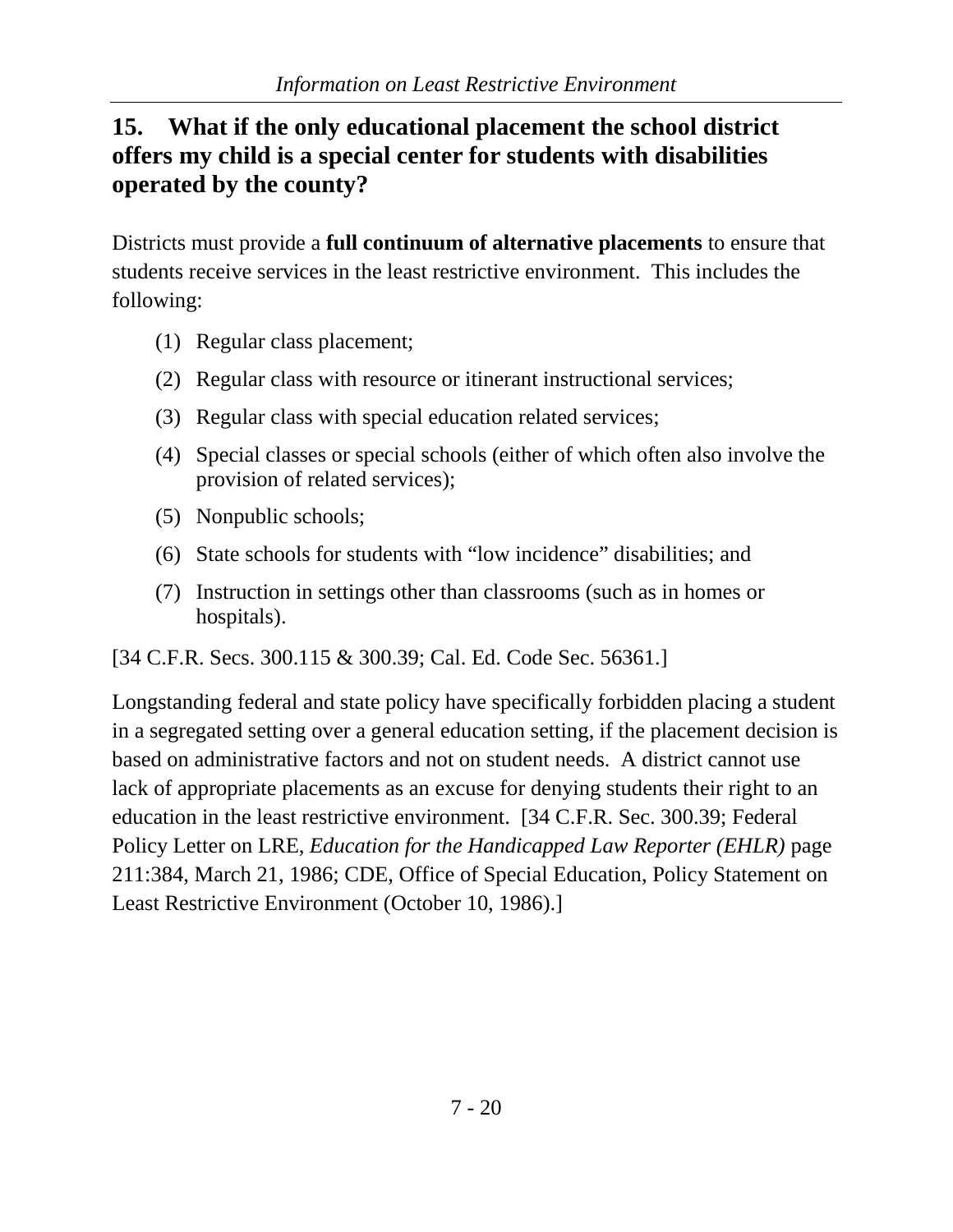## 15. What if the only educational placement the school district offers my child is a special center for students with disabilities operated by the county?

Districts must provide a **full continuum of alternative placements** to ensure that students receive services in the least restrictive environment. This includes the following:

(1) Regular class placement;

(2) Regular class with resource or itinerant instructional services;

(3) Regular class with special education related services;

(4) Special classes or special schools (either of which often also involve the provision of related services);

(5) Nonpublic schools;

(6) State schools for students with "low incidence" disabilities; and

(7) Instruction in settings other than classrooms (such as in homes or hospitals).

[34 C.F.R. Secs. 300.115 & 300.39; Cal. Ed. Code Sec. 56361.]

Longstanding federal and state policy have specifically forbidden placing a student in a segregated setting over a general education setting, if the placement decision is based on administrative factors and not on student needs. A district cannot use lack of appropriate placements as an excuse for denying students their right to an education in the least restrictive environment. [34 C.F.R. Sec. 300.39; Federal Policy Letter on LRE, *Education for the Handicapped Law Reporter (EHLR)* page 211:384, March 21, 1986; CDE, Office of Special Education, Policy Statement on Least Restrictive Environment (October 10, 1986).]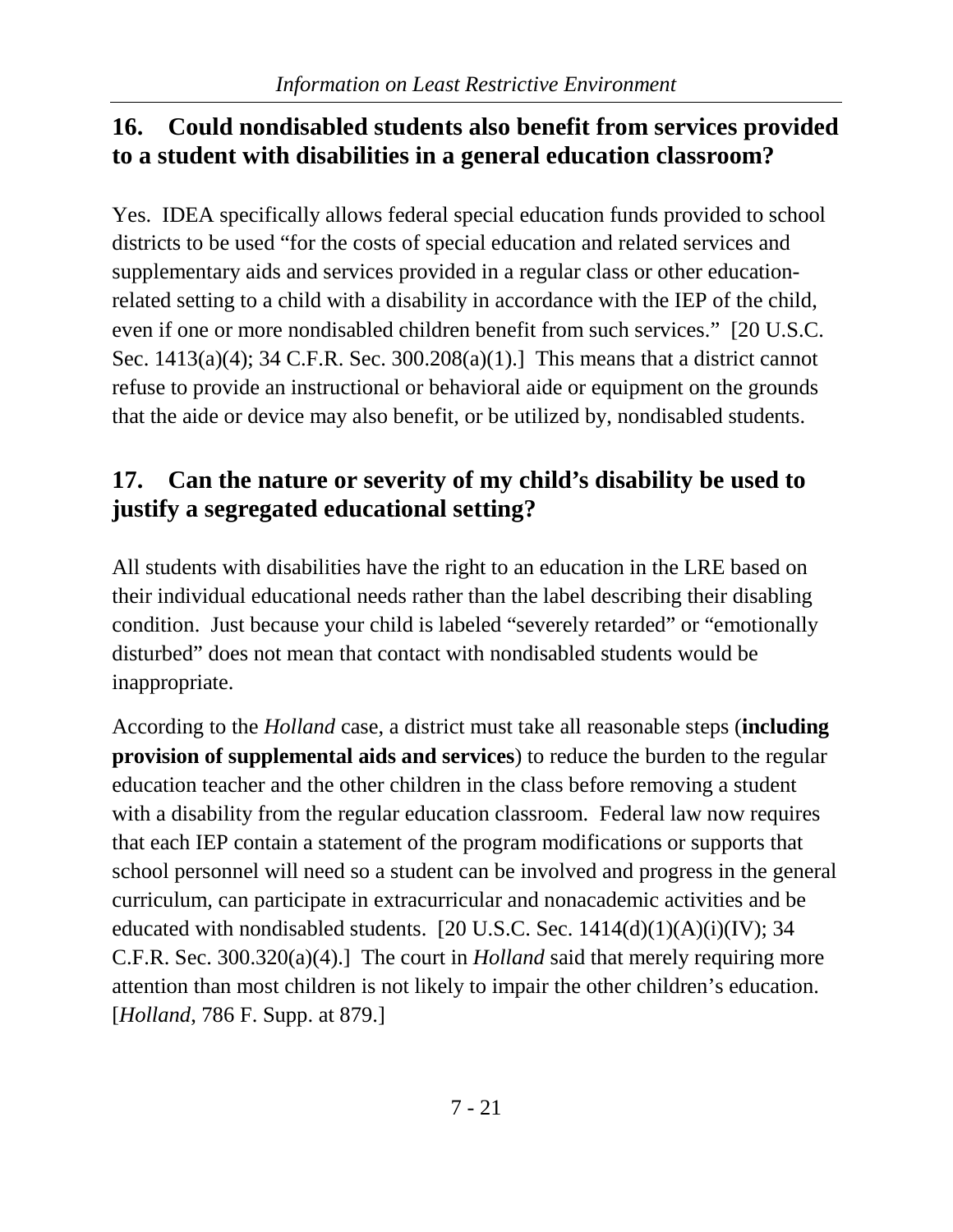## 16. Could nondisabled students also benefit from services provided to a student with disabilities in a general education classroom?

Yes. IDEA specifically allows federal special education funds provided to school districts to be used "for the costs of special education and related services and supplementary aids and services provided in a regular class or other education-related setting to a child with a disability in accordance with the IEP of the child, even if one or more nondisabled children benefit from such services." [20 U.S.C. Sec. 1413(a)(4); 34 C.F.R. Sec. 300.208(a)(1).] This means that a district cannot refuse to provide an instructional or behavioral aide or equipment on the grounds that the aide or device may also benefit, or be utilized by, nondisabled students.

## 17. Can the nature or severity of my child's disability be used to justify a segregated educational setting?

All students with disabilities have the right to an education in the LRE based on their individual educational needs rather than the label describing their disabling condition. Just because your child is labeled "severely retarded" or "emotionally disturbed" does not mean that contact with nondisabled students would be inappropriate.

According to the *Holland* case, a district must take all reasonable steps (**including provision of supplemental aids and services**) to reduce the burden to the regular education teacher and the other children in the class before removing a student with a disability from the regular education classroom. Federal law now requires that each IEP contain a statement of the program modifications or supports that school personnel will need so a student can be involved and progress in the general curriculum, can participate in extracurricular and nonacademic activities and be educated with nondisabled students. [20 U.S.C. Sec. 1414(d)(1)(A)(i)(IV); 34 C.F.R. Sec. 300.320(a)(4).] The court in *Holland* said that merely requiring more attention than most children is not likely to impair the other children's education. [*Holland*, 786 F. Supp. at 879.]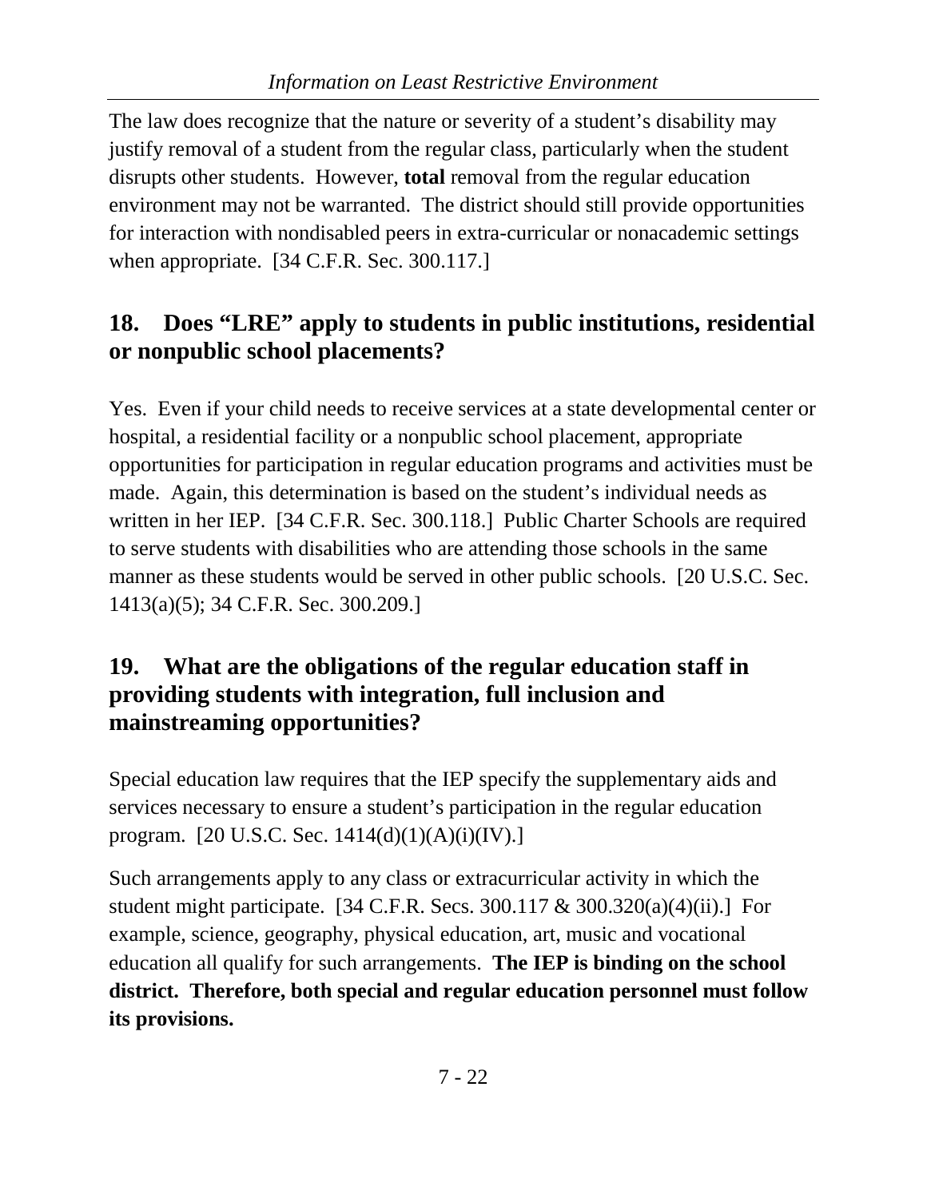The law does recognize that the nature or severity of a student's disability may justify removal of a student from the regular class, particularly when the student disrupts other students. However, **total** removal from the regular education environment may not be warranted. The district should still provide opportunities for interaction with nondisabled peers in extra-curricular or nonacademic settings when appropriate. [34 C.F.R. Sec. 300.117.]

## 18. Does "LRE" apply to students in public institutions, residential or nonpublic school placements?

Yes. Even if your child needs to receive services at a state developmental center or hospital, a residential facility or a nonpublic school placement, appropriate opportunities for participation in regular education programs and activities must be made. Again, this determination is based on the student's individual needs as written in her IEP. [34 C.F.R. Sec. 300.118.] Public Charter Schools are required to serve students with disabilities who are attending those schools in the same manner as these students would be served in other public schools. [20 U.S.C. Sec. 1413(a)(5); 34 C.F.R. Sec. 300.209.]

## 19. What are the obligations of the regular education staff in providing students with integration, full inclusion and mainstreaming opportunities?

Special education law requires that the IEP specify the supplementary aids and services necessary to ensure a student's participation in the regular education program. [20 U.S.C. Sec. 1414(d)(1)(A)(i)(IV).]

Such arrangements apply to any class or extracurricular activity in which the student might participate. [34 C.F.R. Secs. 300.117 & 300.320(a)(4)(ii).] For example, science, geography, physical education, art, music and vocational education all qualify for such arrangements. **The IEP is binding on the school district. Therefore, both special and regular education personnel must follow its provisions.**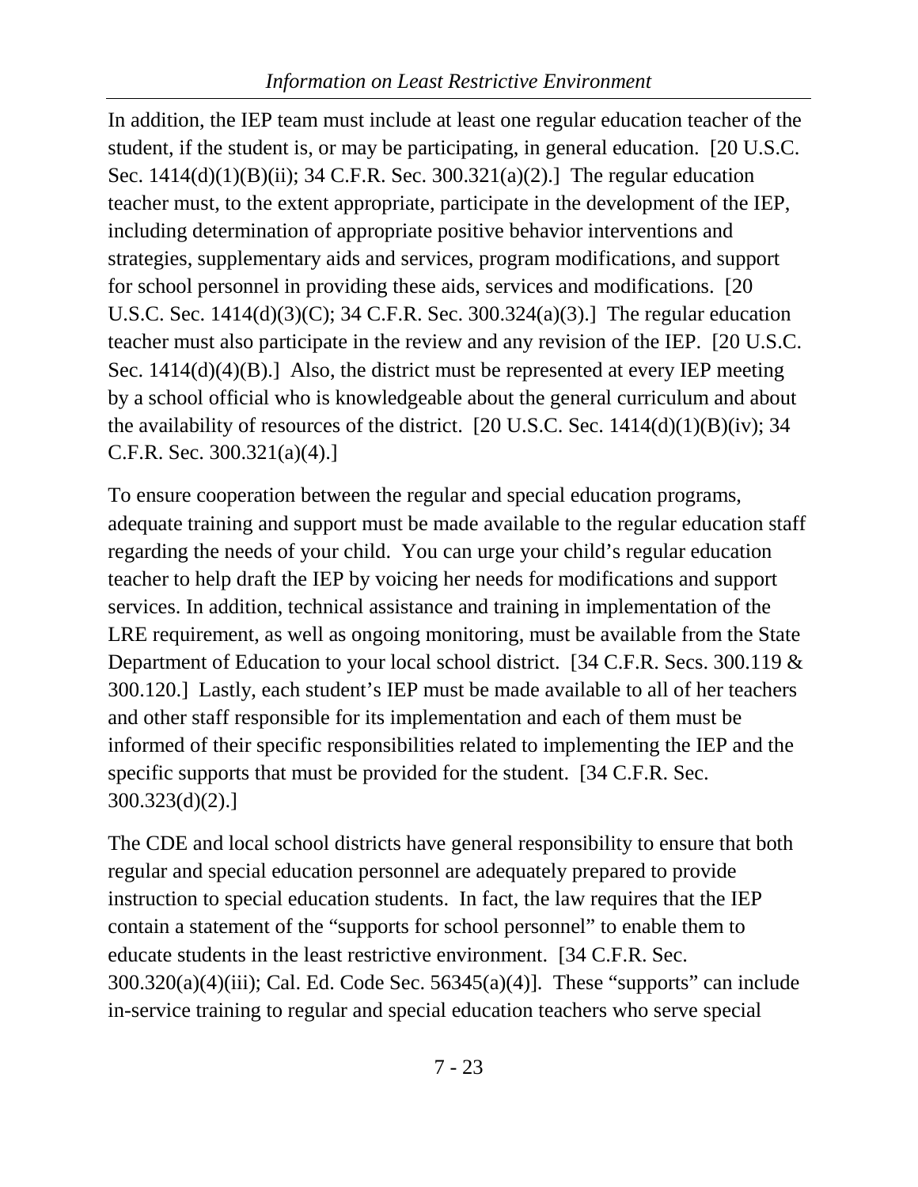In addition, the IEP team must include at least one regular education teacher of the student, if the student is, or may be participating, in general education. [20 U.S.C. Sec. 1414(d)(1)(B)(ii); 34 C.F.R. Sec. 300.321(a)(2).] The regular education teacher must, to the extent appropriate, participate in the development of the IEP, including determination of appropriate positive behavior interventions and strategies, supplementary aids and services, program modifications, and support for school personnel in providing these aids, services and modifications. [20 U.S.C. Sec. 1414(d)(3)(C); 34 C.F.R. Sec. 300.324(a)(3).] The regular education teacher must also participate in the review and any revision of the IEP. [20 U.S.C. Sec. 1414(d)(4)(B).] Also, the district must be represented at every IEP meeting by a school official who is knowledgeable about the general curriculum and about the availability of resources of the district. [20 U.S.C. Sec. 1414(d)(1)(B)(iv); 34 C.F.R. Sec. 300.321(a)(4).]

To ensure cooperation between the regular and special education programs, adequate training and support must be made available to the regular education staff regarding the needs of your child. You can urge your child's regular education teacher to help draft the IEP by voicing her needs for modifications and support services. In addition, technical assistance and training in implementation of the LRE requirement, as well as ongoing monitoring, must be available from the State Department of Education to your local school district. [34 C.F.R. Secs. 300.119 & 300.120.] Lastly, each student's IEP must be made available to all of her teachers and other staff responsible for its implementation and each of them must be informed of their specific responsibilities related to implementing the IEP and the specific supports that must be provided for the student. [34 C.F.R. Sec. 300.323(d)(2).]

The CDE and local school districts have general responsibility to ensure that both regular and special education personnel are adequately prepared to provide instruction to special education students. In fact, the law requires that the IEP contain a statement of the "supports for school personnel" to enable them to educate students in the least restrictive environment. [34 C.F.R. Sec. 300.320(a)(4)(iii); Cal. Ed. Code Sec. 56345(a)(4)]. These "supports" can include in-service training to regular and special education teachers who serve special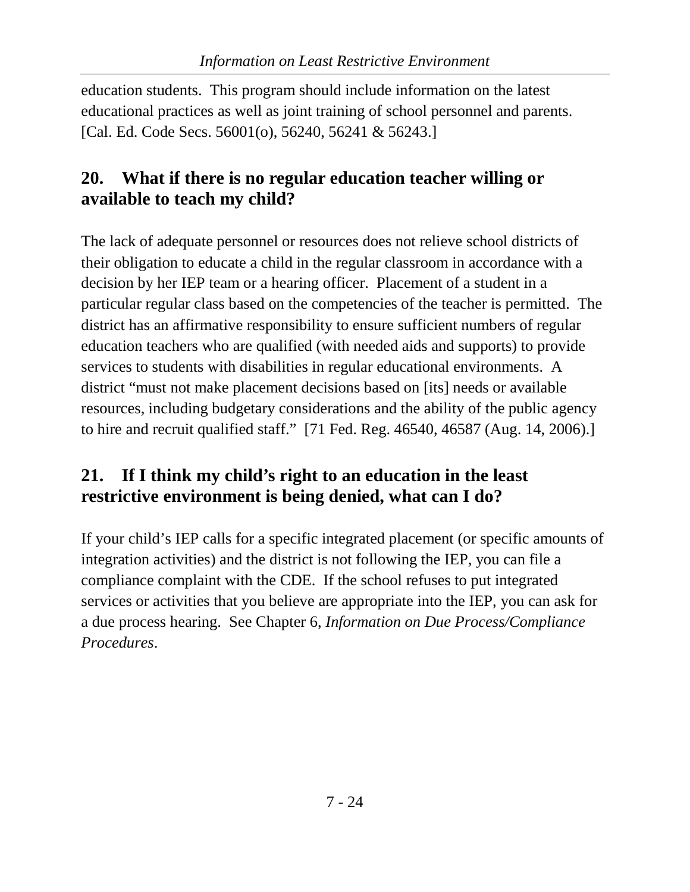education students. This program should include information on the latest educational practices as well as joint training of school personnel and parents. [Cal. Ed. Code Secs. 56001(o), 56240, 56241 & 56243.]

## 20. What if there is no regular education teacher willing or available to teach my child?

The lack of adequate personnel or resources does not relieve school districts of their obligation to educate a child in the regular classroom in accordance with a decision by her IEP team or a hearing officer. Placement of a student in a particular regular class based on the competencies of the teacher is permitted. The district has an affirmative responsibility to ensure sufficient numbers of regular education teachers who are qualified (with needed aids and supports) to provide services to students with disabilities in regular educational environments. A district "must not make placement decisions based on [its] needs or available resources, including budgetary considerations and the ability of the public agency to hire and recruit qualified staff." [71 Fed. Reg. 46540, 46587 (Aug. 14, 2006).]

## 21. If I think my child's right to an education in the least restrictive environment is being denied, what can I do?

If your child's IEP calls for a specific integrated placement (or specific amounts of integration activities) and the district is not following the IEP, you can file a compliance complaint with the CDE. If the school refuses to put integrated services or activities that you believe are appropriate into the IEP, you can ask for a due process hearing. See Chapter 6, *Information on Due Process/Compliance Procedures*.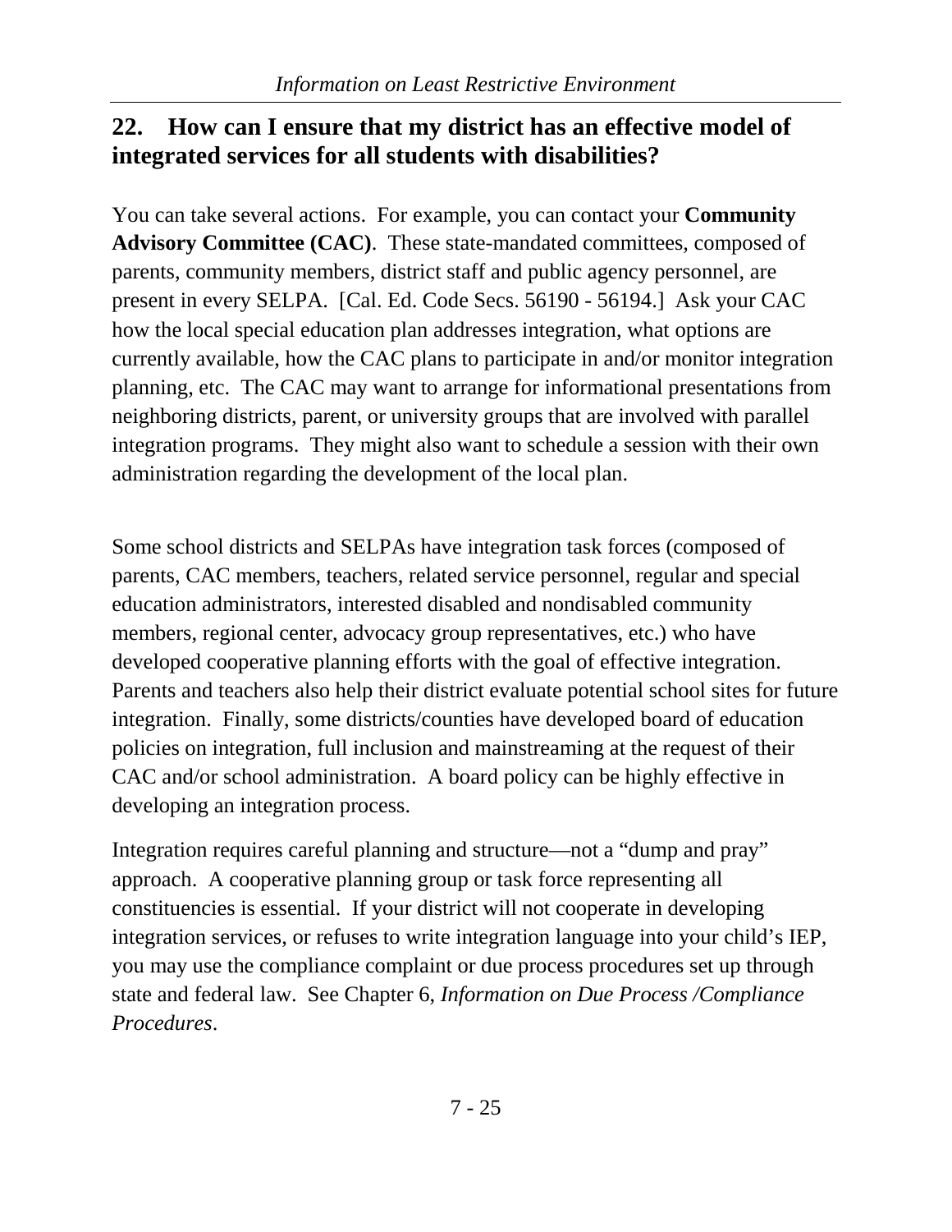## 22. How can I ensure that my district has an effective model of integrated services for all students with disabilities?

You can take several actions. For example, you can contact your **Community Advisory Committee (CAC)**. These state-mandated committees, composed of parents, community members, district staff and public agency personnel, are present in every SELPA. [Cal. Ed. Code Secs. 56190 - 56194.] Ask your CAC how the local special education plan addresses integration, what options are currently available, how the CAC plans to participate in and/or monitor integration planning, etc. The CAC may want to arrange for informational presentations from neighboring districts, parent, or university groups that are involved with parallel integration programs. They might also want to schedule a session with their own administration regarding the development of the local plan.

Some school districts and SELPAs have integration task forces (composed of parents, CAC members, teachers, related service personnel, regular and special education administrators, interested disabled and nondisabled community members, regional center, advocacy group representatives, etc.) who have developed cooperative planning efforts with the goal of effective integration. Parents and teachers also help their district evaluate potential school sites for future integration. Finally, some districts/counties have developed board of education policies on integration, full inclusion and mainstreaming at the request of their CAC and/or school administration. A board policy can be highly effective in developing an integration process.

Integration requires careful planning and structure—not a "dump and pray" approach. A cooperative planning group or task force representing all constituencies is essential. If your district will not cooperate in developing integration services, or refuses to write integration language into your child's IEP, you may use the compliance complaint or due process procedures set up through state and federal law. See Chapter 6, *Information on Due Process /Compliance Procedures*.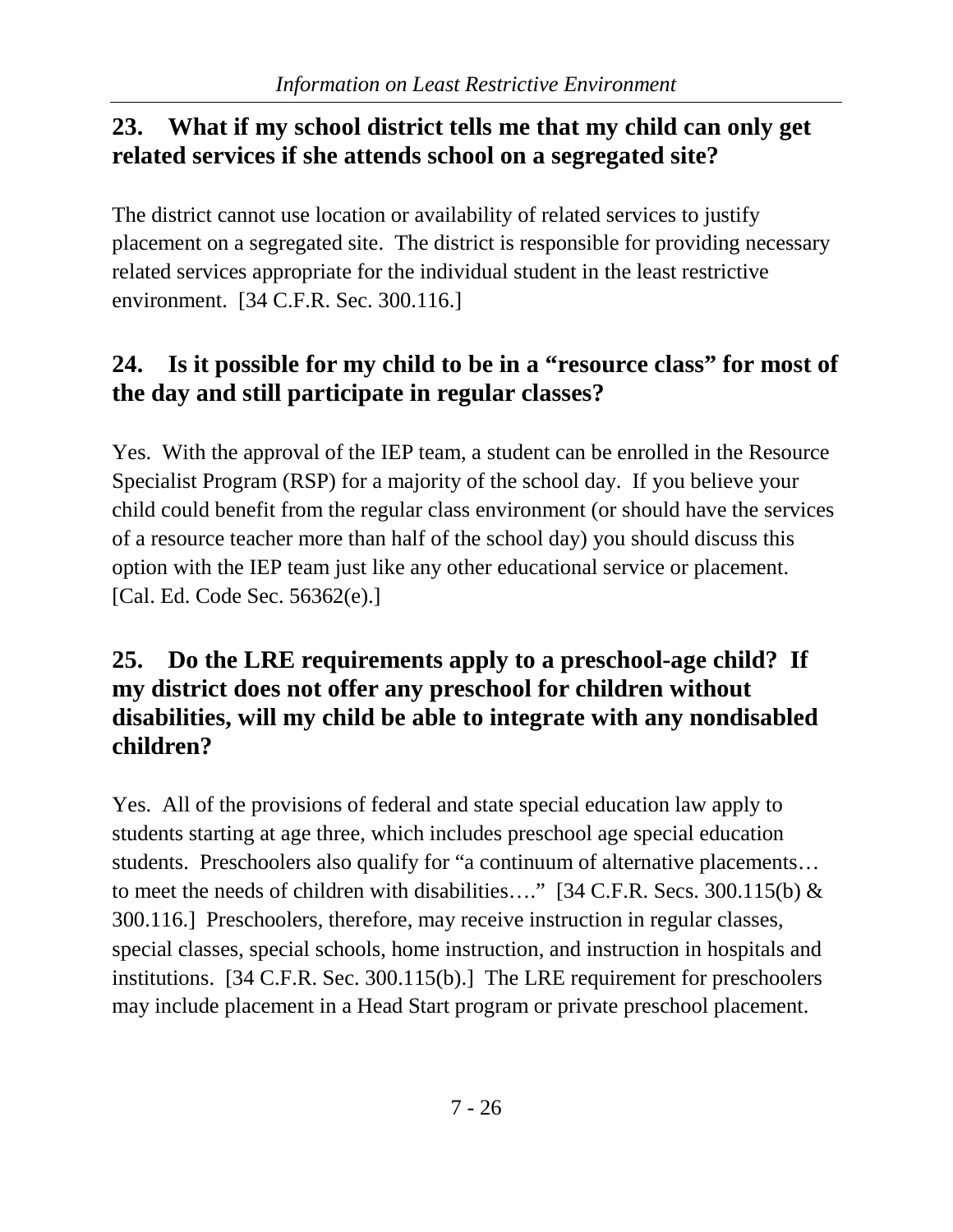## 23. What if my school district tells me that my child can only get related services if she attends school on a segregated site?

The district cannot use location or availability of related services to justify placement on a segregated site. The district is responsible for providing necessary related services appropriate for the individual student in the least restrictive environment. [34 C.F.R. Sec. 300.116.]

## 24. Is it possible for my child to be in a "resource class" for most of the day and still participate in regular classes?

Yes. With the approval of the IEP team, a student can be enrolled in the Resource Specialist Program (RSP) for a majority of the school day. If you believe your child could benefit from the regular class environment (or should have the services of a resource teacher more than half of the school day) you should discuss this option with the IEP team just like any other educational service or placement. [Cal. Ed. Code Sec. 56362(e).]

## 25. Do the LRE requirements apply to a preschool-age child? If my district does not offer any preschool for children without disabilities, will my child be able to integrate with any nondisabled children?

Yes. All of the provisions of federal and state special education law apply to students starting at age three, which includes preschool age special education students. Preschoolers also qualify for "a continuum of alternative placements… to meet the needs of children with disabilities…." [34 C.F.R. Secs. 300.115(b) & 300.116.] Preschoolers, therefore, may receive instruction in regular classes, special classes, special schools, home instruction, and instruction in hospitals and institutions. [34 C.F.R. Sec. 300.115(b).] The LRE requirement for preschoolers may include placement in a Head Start program or private preschool placement.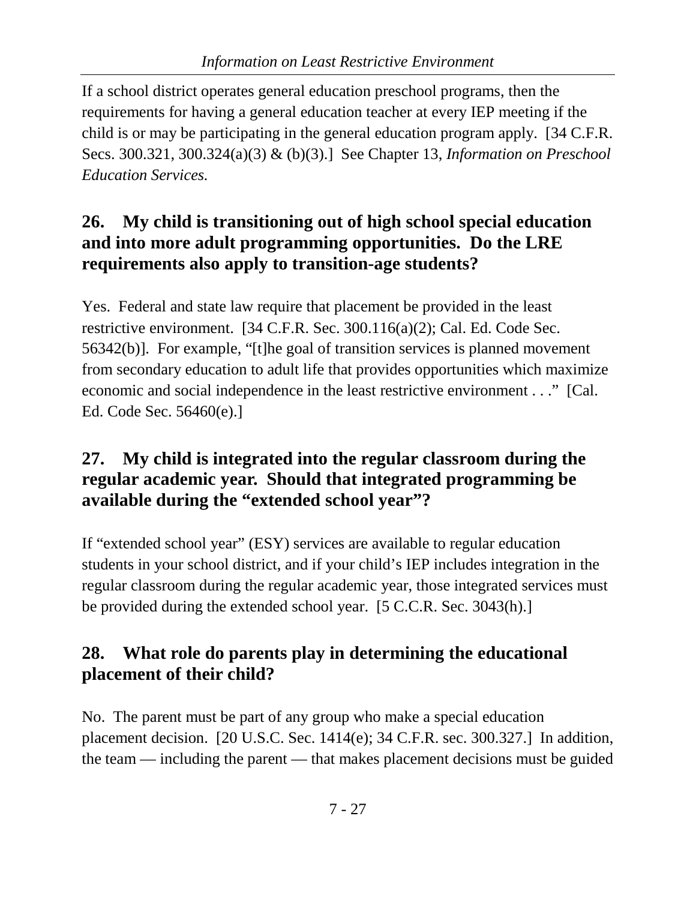If a school district operates general education preschool programs, then the requirements for having a general education teacher at every IEP meeting if the child is or may be participating in the general education program apply. [34 C.F.R. Secs. 300.321, 300.324(a)(3) & (b)(3).] See Chapter 13, *Information on Preschool Education Services.*

## 26. My child is transitioning out of high school special education and into more adult programming opportunities. Do the LRE requirements also apply to transition-age students?

Yes. Federal and state law require that placement be provided in the least restrictive environment. [34 C.F.R. Sec. 300.116(a)(2); Cal. Ed. Code Sec. 56342(b)]. For example, "[t]he goal of transition services is planned movement from secondary education to adult life that provides opportunities which maximize economic and social independence in the least restrictive environment . . ." [Cal. Ed. Code Sec. 56460(e).]

## 27. My child is integrated into the regular classroom during the regular academic year. Should that integrated programming be available during the "extended school year"?

If "extended school year" (ESY) services are available to regular education students in your school district, and if your child's IEP includes integration in the regular classroom during the regular academic year, those integrated services must be provided during the extended school year. [5 C.C.R. Sec. 3043(h).]

## 28. What role do parents play in determining the educational placement of their child?

No. The parent must be part of any group who make a special education placement decision. [20 U.S.C. Sec. 1414(e); 34 C.F.R. sec. 300.327.] In addition, the team — including the parent — that makes placement decisions must be guided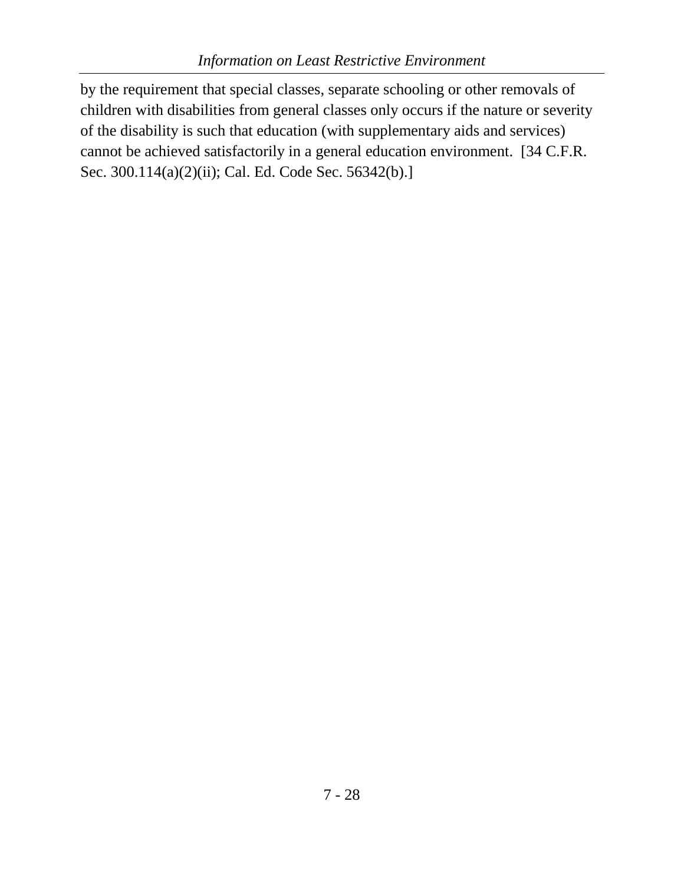by the requirement that special classes, separate schooling or other removals of children with disabilities from general classes only occurs if the nature or severity of the disability is such that education (with supplementary aids and services) cannot be achieved satisfactorily in a general education environment. [34 C.F.R. Sec. 300.114(a)(2)(ii); Cal. Ed. Code Sec. 56342(b).]